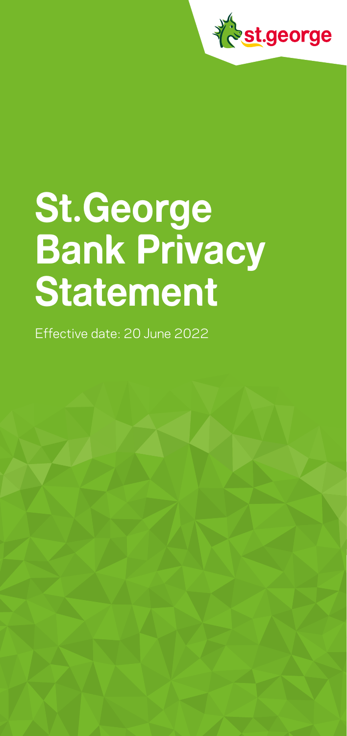# St.George Bank Privacy Statement

Effective date: 20 June 2022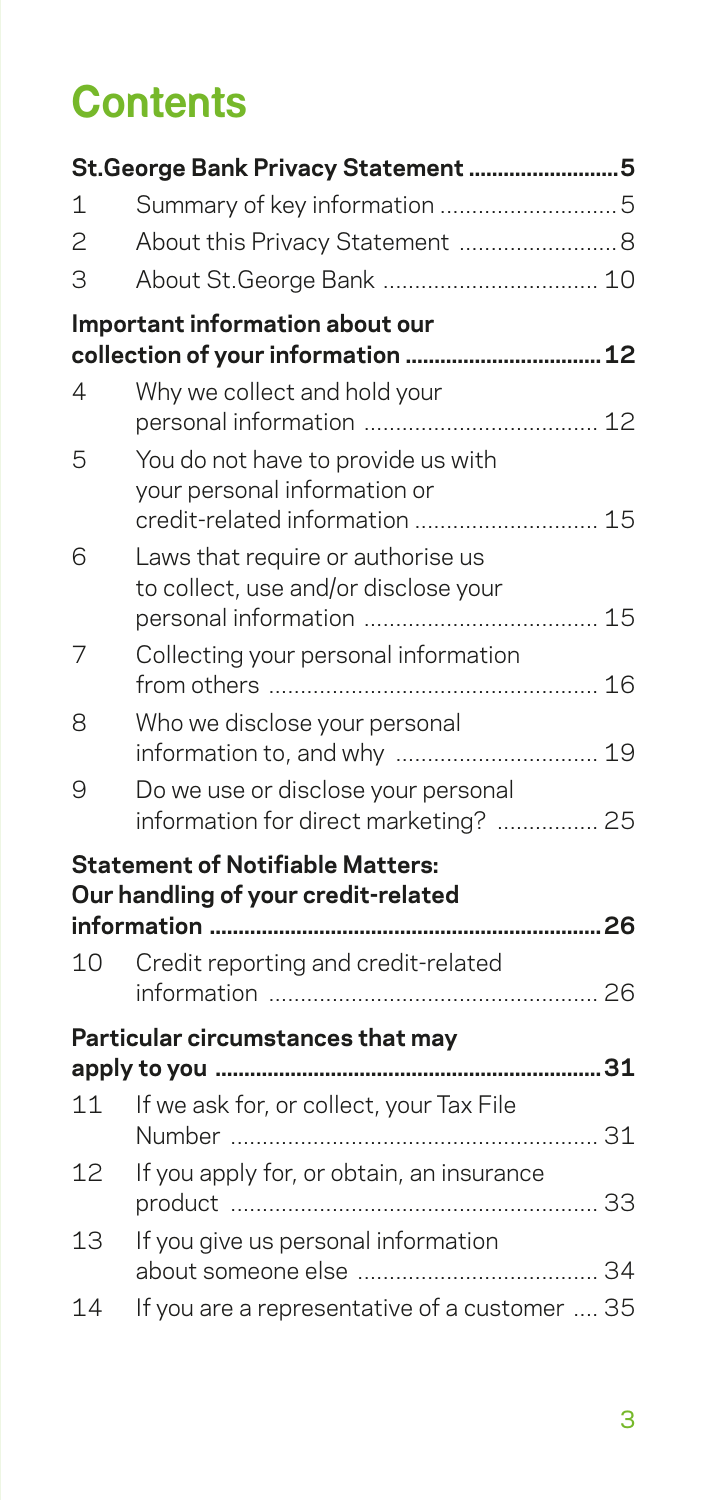# Contents

**St.George Bank Privacy Statement ........................5**

1 Summary of key information ..........................5

2 About this Privacy Statement ........................8

3 About St.George Bank ................................. 10

**Important information about our collection of your information ................................12**

4 Why we collect and hold your personal information .................................... 12

5 You do not have to provide us with your personal information or credit-related information ............................ 15

6 Laws that require or authorise us to collect, use and/or disclose your personal information .................................... 15

7 Collecting your personal information from others ................................................... 16

8 Who we disclose your personal information to, and why ............................... 19

9 Do we use or disclose your personal information for direct marketing? ............... 25

**Statement of Notifiable Matters: Our handling of your credit-related information .................................................................26**

10 Credit reporting and credit-related information ................................................... 26

**Particular circumstances that may apply to you ...............................................................31**

11 If we ask for, or collect, your Tax File Number ......................................................... 31

12 If you apply for, or obtain, an insurance product .......................................................... 33

13 If you give us personal information about someone else ..................................... 34

14 If you are a representative of a customer .... 35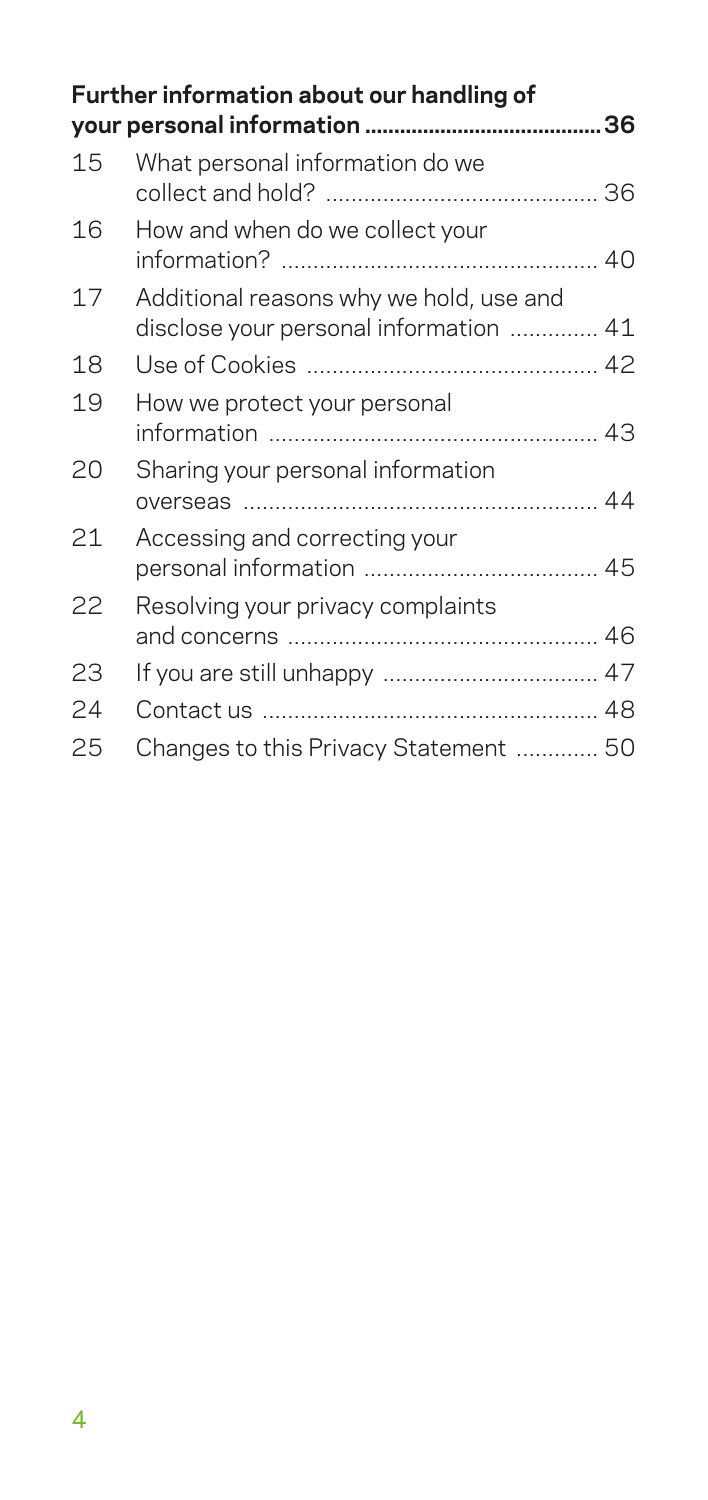**Further information about our handling of your personal information ........................................ 36**

| | | |
|---|---|---|
| 15 | What personal information do we collect and hold? | 36 |
| 16 | How and when do we collect your information? | 40 |
| 17 | Additional reasons why we hold, use and disclose your personal information | 41 |
| 18 | Use of Cookies | 42 |
| 19 | How we protect your personal information | 43 |
| 20 | Sharing your personal information overseas | 44 |
| 21 | Accessing and correcting your personal information | 45 |
| 22 | Resolving your privacy complaints and concerns | 46 |
| 23 | If you are still unhappy | 47 |
| 24 | Contact us | 48 |
| 25 | Changes to this Privacy Statement | 50 |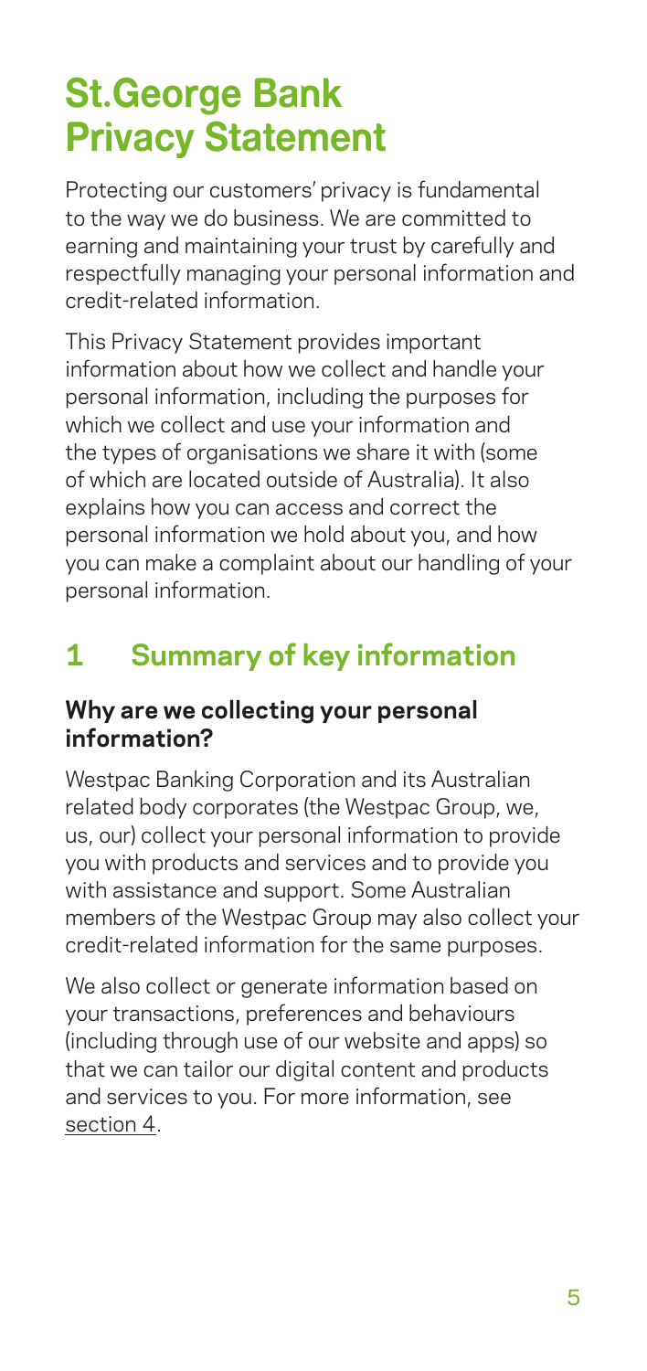# St.George Bank Privacy Statement

Protecting our customers' privacy is fundamental to the way we do business. We are committed to earning and maintaining your trust by carefully and respectfully managing your personal information and credit-related information.

This Privacy Statement provides important information about how we collect and handle your personal information, including the purposes for which we collect and use your information and the types of organisations we share it with (some of which are located outside of Australia). It also explains how you can access and correct the personal information we hold about you, and how you can make a complaint about our handling of your personal information.

## 1 Summary of key information

### Why are we collecting your personal information?

Westpac Banking Corporation and its Australian related body corporates (the Westpac Group, we, us, our) collect your personal information to provide you with products and services and to provide you with assistance and support. Some Australian members of the Westpac Group may also collect your credit-related information for the same purposes.

We also collect or generate information based on your transactions, preferences and behaviours (including through use of our website and apps) so that we can tailor our digital content and products and services to you. For more information, see section 4.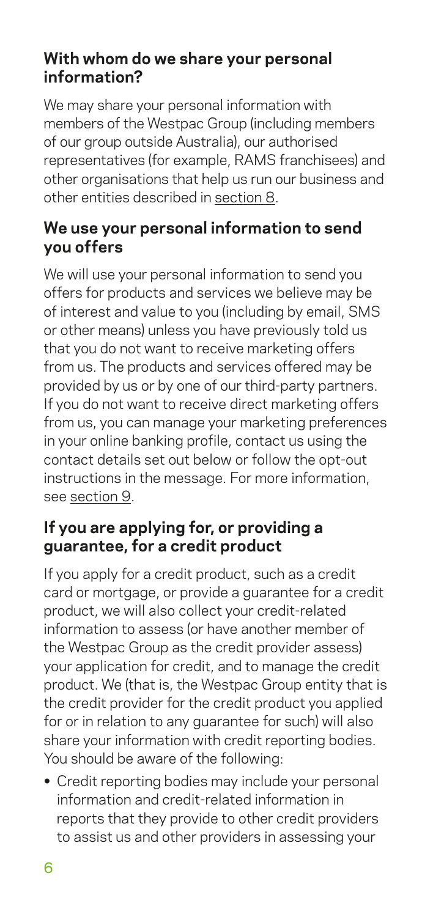## With whom do we share your personal information?

We may share your personal information with members of the Westpac Group (including members of our group outside Australia), our authorised representatives (for example, RAMS franchisees) and other organisations that help us run our business and other entities described in section 8.

## We use your personal information to send you offers

We will use your personal information to send you offers for products and services we believe may be of interest and value to you (including by email, SMS or other means) unless you have previously told us that you do not want to receive marketing offers from us. The products and services offered may be provided by us or by one of our third-party partners. If you do not want to receive direct marketing offers from us, you can manage your marketing preferences in your online banking profile, contact us using the contact details set out below or follow the opt-out instructions in the message. For more information, see section 9.

## If you are applying for, or providing a guarantee, for a credit product

If you apply for a credit product, such as a credit card or mortgage, or provide a guarantee for a credit product, we will also collect your credit-related information to assess (or have another member of the Westpac Group as the credit provider assess) your application for credit, and to manage the credit product. We (that is, the Westpac Group entity that is the credit provider for the credit product you applied for or in relation to any guarantee for such) will also share your information with credit reporting bodies. You should be aware of the following:

- Credit reporting bodies may include your personal information and credit-related information in reports that they provide to other credit providers to assist us and other providers in assessing your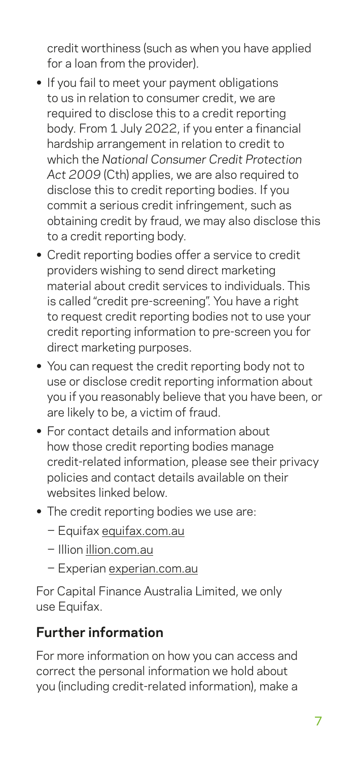credit worthiness (such as when you have applied for a loan from the provider).

- If you fail to meet your payment obligations to us in relation to consumer credit, we are required to disclose this to a credit reporting body. From 1 July 2022, if you enter a financial hardship arrangement in relation to credit to which the *National Consumer Credit Protection Act 2009* (Cth) applies, we are also required to disclose this to credit reporting bodies. If you commit a serious credit infringement, such as obtaining credit by fraud, we may also disclose this to a credit reporting body.
- Credit reporting bodies offer a service to credit providers wishing to send direct marketing material about credit services to individuals. This is called "credit pre-screening". You have a right to request credit reporting bodies not to use your credit reporting information to pre-screen you for direct marketing purposes.
- You can request the credit reporting body not to use or disclose credit reporting information about you if you reasonably believe that you have been, or are likely to be, a victim of fraud.
- For contact details and information about how those credit reporting bodies manage credit-related information, please see their privacy policies and contact details available on their websites linked below.
- The credit reporting bodies we use are:
  - Equifax equifax.com.au
  - Illion illion.com.au
  - Experian experian.com.au

For Capital Finance Australia Limited, we only use Equifax.

## Further information

For more information on how you can access and correct the personal information we hold about you (including credit-related information), make a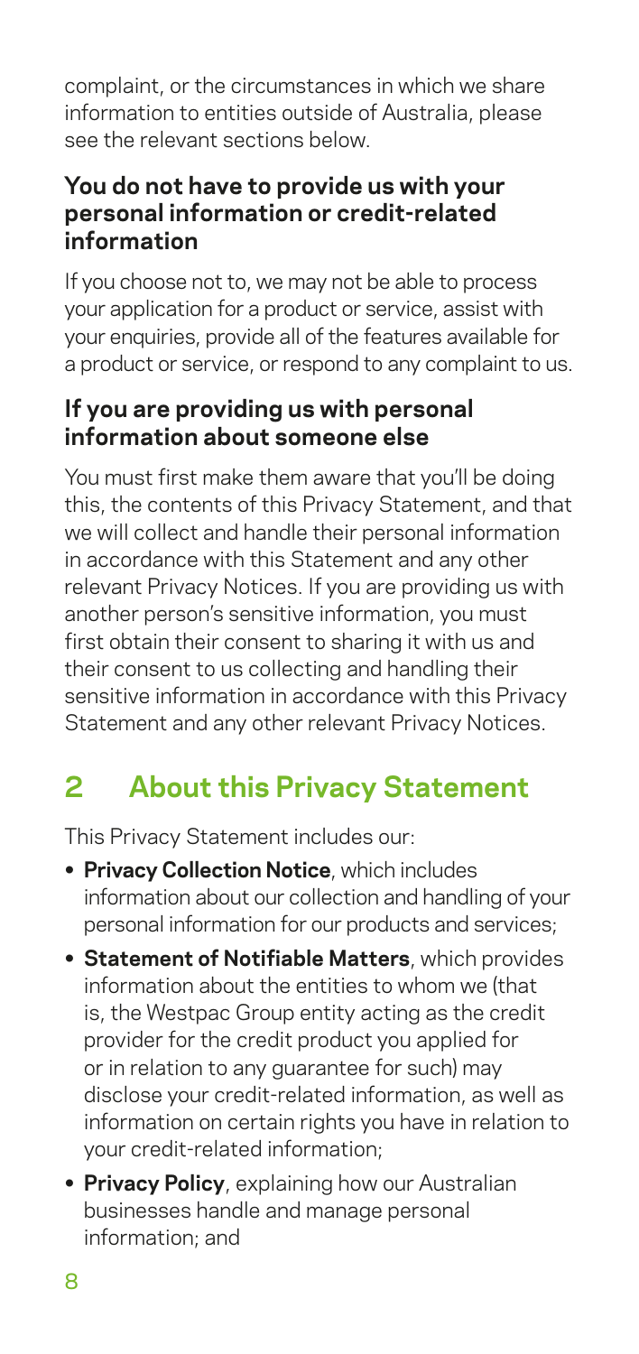complaint, or the circumstances in which we share information to entities outside of Australia, please see the relevant sections below.

### You do not have to provide us with your personal information or credit-related information

If you choose not to, we may not be able to process your application for a product or service, assist with your enquiries, provide all of the features available for a product or service, or respond to any complaint to us.

### If you are providing us with personal information about someone else

You must first make them aware that you'll be doing this, the contents of this Privacy Statement, and that we will collect and handle their personal information in accordance with this Statement and any other relevant Privacy Notices. If you are providing us with another person's sensitive information, you must first obtain their consent to sharing it with us and their consent to us collecting and handling their sensitive information in accordance with this Privacy Statement and any other relevant Privacy Notices.

## 2 About this Privacy Statement

This Privacy Statement includes our:

- **Privacy Collection Notice**, which includes information about our collection and handling of your personal information for our products and services;
- **Statement of Notifiable Matters**, which provides information about the entities to whom we (that is, the Westpac Group entity acting as the credit provider for the credit product you applied for or in relation to any guarantee for such) may disclose your credit-related information, as well as information on certain rights you have in relation to your credit-related information;
- **Privacy Policy**, explaining how our Australian businesses handle and manage personal information; and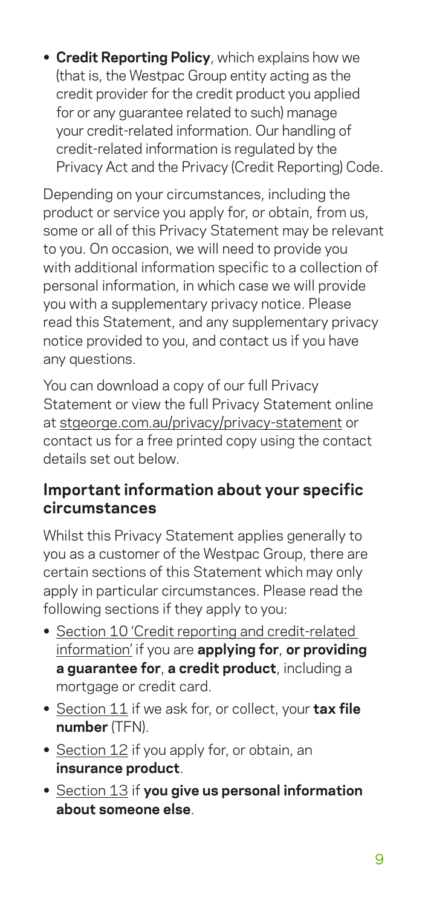- **Credit Reporting Policy**, which explains how we (that is, the Westpac Group entity acting as the credit provider for the credit product you applied for or any guarantee related to such) manage your credit-related information. Our handling of credit-related information is regulated by the Privacy Act and the Privacy (Credit Reporting) Code.

Depending on your circumstances, including the product or service you apply for, or obtain, from us, some or all of this Privacy Statement may be relevant to you. On occasion, we will need to provide you with additional information specific to a collection of personal information, in which case we will provide you with a supplementary privacy notice. Please read this Statement, and any supplementary privacy notice provided to you, and contact us if you have any questions.

You can download a copy of our full Privacy Statement or view the full Privacy Statement online at stgeorge.com.au/privacy/privacy-statement or contact us for a free printed copy using the contact details set out below.

## Important information about your specific circumstances

Whilst this Privacy Statement applies generally to you as a customer of the Westpac Group, there are certain sections of this Statement which may only apply in particular circumstances. Please read the following sections if they apply to you:

- Section 10 'Credit reporting and credit-related information' if you are **applying for**, **or providing a guarantee for**, **a credit product**, including a mortgage or credit card.
- Section 11 if we ask for, or collect, your **tax file number** (TFN).
- Section 12 if you apply for, or obtain, an **insurance product**.
- Section 13 if **you give us personal information about someone else**.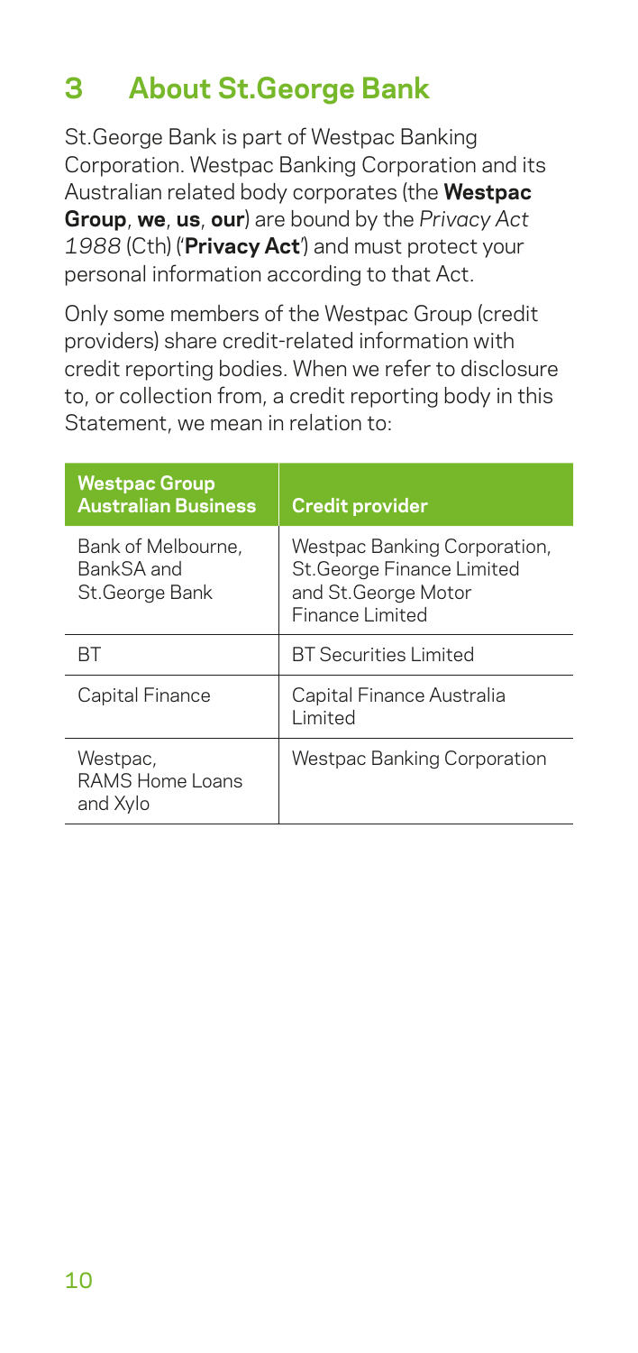## 3 About St.George Bank

St.George Bank is part of Westpac Banking Corporation. Westpac Banking Corporation and its Australian related body corporates (the **Westpac Group**, **we**, **us**, **our**) are bound by the *Privacy Act 1988* (Cth) ('**Privacy Act**') and must protect your personal information according to that Act.

Only some members of the Westpac Group (credit providers) share credit-related information with credit reporting bodies. When we refer to disclosure to, or collection from, a credit reporting body in this Statement, we mean in relation to:

| Westpac Group Australian Business | Credit provider |
|---|---|
| Bank of Melbourne, BankSA and St.George Bank | Westpac Banking Corporation, St.George Finance Limited and St.George Motor Finance Limited |
| BT | BT Securities Limited |
| Capital Finance | Capital Finance Australia Limited |
| Westpac, RAMS Home Loans and Xylo | Westpac Banking Corporation |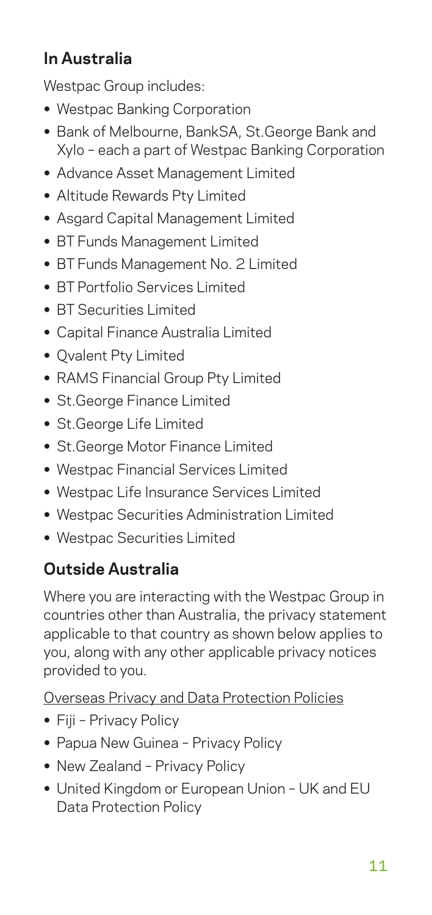## In Australia

Westpac Group includes:

- Westpac Banking Corporation
- Bank of Melbourne, BankSA, St.George Bank and Xylo – each a part of Westpac Banking Corporation
- Advance Asset Management Limited
- Altitude Rewards Pty Limited
- Asgard Capital Management Limited
- BT Funds Management Limited
- BT Funds Management No. 2 Limited
- BT Portfolio Services Limited
- BT Securities Limited
- Capital Finance Australia Limited
- Qvalent Pty Limited
- RAMS Financial Group Pty Limited
- St.George Finance Limited
- St.George Life Limited
- St.George Motor Finance Limited
- Westpac Financial Services Limited
- Westpac Life Insurance Services Limited
- Westpac Securities Administration Limited
- Westpac Securities Limited

## Outside Australia

Where you are interacting with the Westpac Group in countries other than Australia, the privacy statement applicable to that country as shown below applies to you, along with any other applicable privacy notices provided to you.

Overseas Privacy and Data Protection Policies

- Fiji – Privacy Policy
- Papua New Guinea – Privacy Policy
- New Zealand – Privacy Policy
- United Kingdom or European Union – UK and EU Data Protection Policy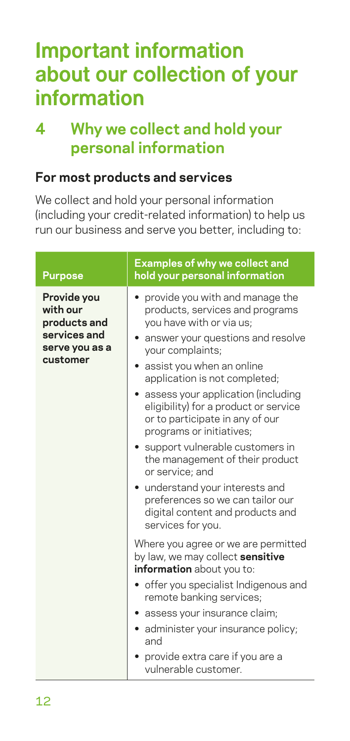# Important information about our collection of your information

## 4 Why we collect and hold your personal information

### For most products and services

We collect and hold your personal information (including your credit-related information) to help us run our business and serve you better, including to:

| Purpose | Examples of why we collect and hold your personal information |
| --- | --- |
| **Provide you with our products and services and serve you as a customer** | • provide you with and manage the products, services and programs you have with or via us;<br>• answer your questions and resolve your complaints;<br>• assist you when an online application is not completed;<br>• assess your application (including eligibility) for a product or service or to participate in any of our programs or initiatives;<br>• support vulnerable customers in the management of their product or service; and<br>• understand your interests and preferences so we can tailor our digital content and products and services for you.<br><br>Where you agree or we are permitted by law, we may collect **sensitive information** about you to:<br>• offer you specialist Indigenous and remote banking services;<br>• assess your insurance claim;<br>• administer your insurance policy; and<br>• provide extra care if you are a vulnerable customer. |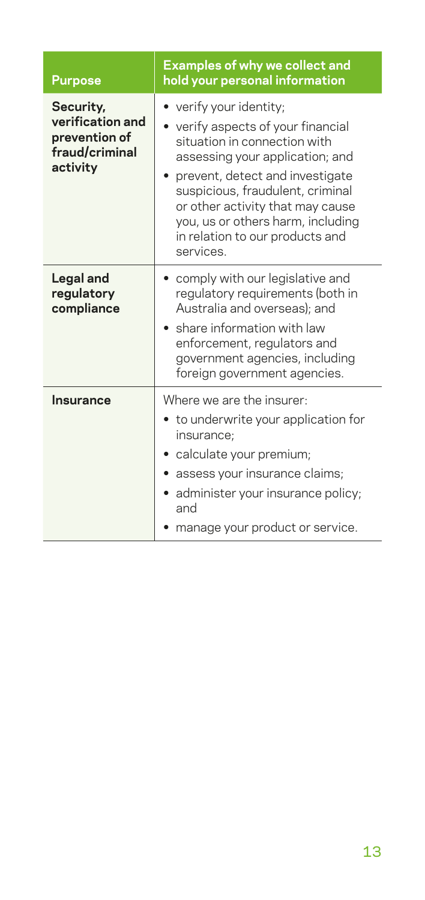| Purpose | Examples of why we collect and hold your personal information |
|---|---|
| **Security, verification and prevention of fraud/criminal activity** | • verify your identity;<br>• verify aspects of your financial situation in connection with assessing your application; and<br>• prevent, detect and investigate suspicious, fraudulent, criminal or other activity that may cause you, us or others harm, including in relation to our products and services. |
| **Legal and regulatory compliance** | • comply with our legislative and regulatory requirements (both in Australia and overseas); and<br>• share information with law enforcement, regulators and government agencies, including foreign government agencies. |
| **Insurance** | Where we are the insurer:<br>• to underwrite your application for insurance;<br>• calculate your premium;<br>• assess your insurance claims;<br>• administer your insurance policy; and<br>• manage your product or service. |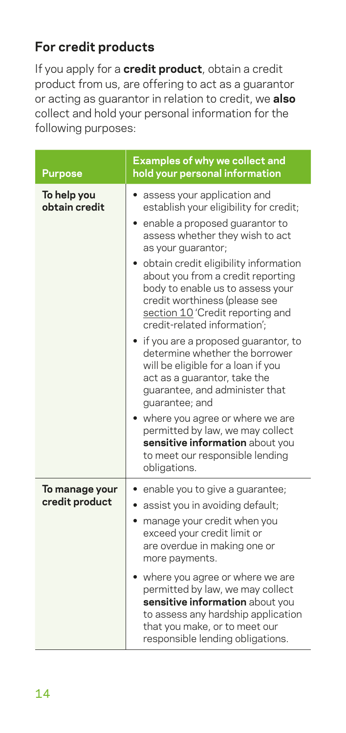## For credit products

If you apply for a **credit product**, obtain a credit product from us, are offering to act as a guarantor or acting as guarantor in relation to credit, we **also** collect and hold your personal information for the following purposes:

| Purpose | Examples of why we collect and hold your personal information |
|---|---|
| **To help you obtain credit** | • assess your application and establish your eligibility for credit;<br>• enable a proposed guarantor to assess whether they wish to act as your guarantor;<br>• obtain credit eligibility information about you from a credit reporting body to enable us to assess your credit worthiness (please see section 10 'Credit reporting and credit-related information';<br>• if you are a proposed guarantor, to determine whether the borrower will be eligible for a loan if you act as a guarantor, take the guarantee, and administer that guarantee; and<br>• where you agree or where we are permitted by law, we may collect **sensitive information** about you to meet our responsible lending obligations. |
| **To manage your credit product** | • enable you to give a guarantee;<br>• assist you in avoiding default;<br>• manage your credit when you exceed your credit limit or are overdue in making one or more payments.<br>• where you agree or where we are permitted by law, we may collect **sensitive information** about you to assess any hardship application that you make, or to meet our responsible lending obligations. |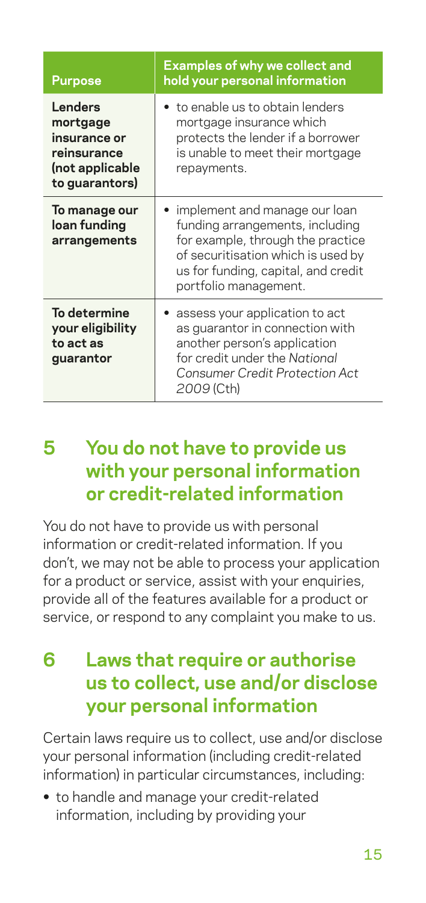| Purpose | Examples of why we collect and hold your personal information |
| --- | --- |
| **Lenders mortgage insurance or reinsurance (not applicable to guarantors)** | • to enable us to obtain lenders mortgage insurance which protects the lender if a borrower is unable to meet their mortgage repayments. |
| **To manage our loan funding arrangements** | • implement and manage our loan funding arrangements, including for example, through the practice of securitisation which is used by us for funding, capital, and credit portfolio management. |
| **To determine your eligibility to act as guarantor** | • assess your application to act as guarantor in connection with another person's application for credit under the *National Consumer Credit Protection Act 2009* (Cth) |

## 5 You do not have to provide us with your personal information or credit-related information

You do not have to provide us with personal information or credit-related information. If you don't, we may not be able to process your application for a product or service, assist with your enquiries, provide all of the features available for a product or service, or respond to any complaint you make to us.

## 6 Laws that require or authorise us to collect, use and/or disclose your personal information

Certain laws require us to collect, use and/or disclose your personal information (including credit-related information) in particular circumstances, including:

- to handle and manage your credit-related information, including by providing your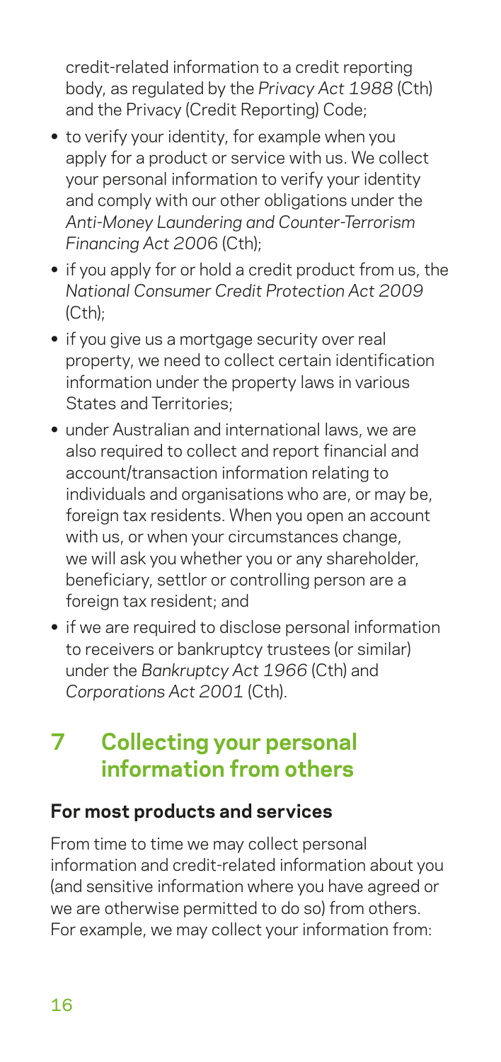credit-related information to a credit reporting body, as regulated by the *Privacy Act 1988* (Cth) and the Privacy (Credit Reporting) Code;

- to verify your identity, for example when you apply for a product or service with us. We collect your personal information to verify your identity and comply with our other obligations under the *Anti-Money Laundering and Counter-Terrorism Financing Act 2006* (Cth);
- if you apply for or hold a credit product from us, the *National Consumer Credit Protection Act 2009* (Cth);
- if you give us a mortgage security over real property, we need to collect certain identification information under the property laws in various States and Territories;
- under Australian and international laws, we are also required to collect and report financial and account/transaction information relating to individuals and organisations who are, or may be, foreign tax residents. When you open an account with us, or when your circumstances change, we will ask you whether you or any shareholder, beneficiary, settlor or controlling person are a foreign tax resident; and
- if we are required to disclose personal information to receivers or bankruptcy trustees (or similar) under the *Bankruptcy Act 1966* (Cth) and *Corporations Act 2001* (Cth).

## 7 Collecting your personal information from others

### For most products and services

From time to time we may collect personal information and credit-related information about you (and sensitive information where you have agreed or we are otherwise permitted to do so) from others. For example, we may collect your information from: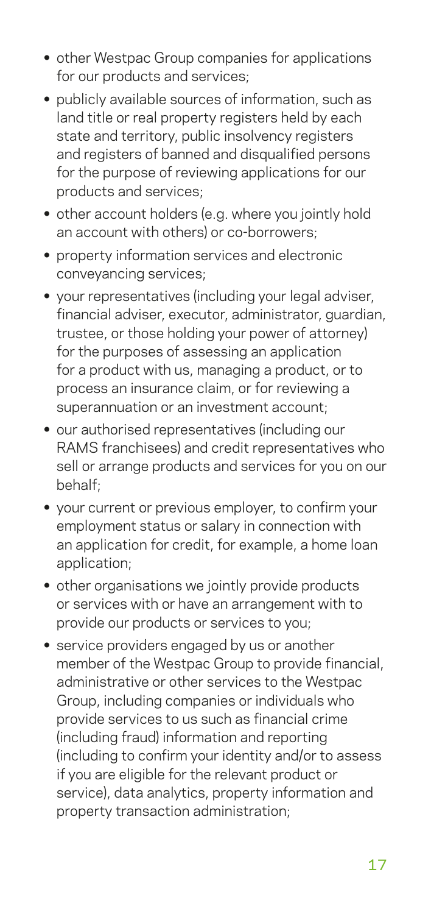- other Westpac Group companies for applications for our products and services;
- publicly available sources of information, such as land title or real property registers held by each state and territory, public insolvency registers and registers of banned and disqualified persons for the purpose of reviewing applications for our products and services;
- other account holders (e.g. where you jointly hold an account with others) or co-borrowers;
- property information services and electronic conveyancing services;
- your representatives (including your legal adviser, financial adviser, executor, administrator, guardian, trustee, or those holding your power of attorney) for the purposes of assessing an application for a product with us, managing a product, or to process an insurance claim, or for reviewing a superannuation or an investment account;
- our authorised representatives (including our RAMS franchisees) and credit representatives who sell or arrange products and services for you on our behalf;
- your current or previous employer, to confirm your employment status or salary in connection with an application for credit, for example, a home loan application;
- other organisations we jointly provide products or services with or have an arrangement with to provide our products or services to you;
- service providers engaged by us or another member of the Westpac Group to provide financial, administrative or other services to the Westpac Group, including companies or individuals who provide services to us such as financial crime (including fraud) information and reporting (including to confirm your identity and/or to assess if you are eligible for the relevant product or service), data analytics, property information and property transaction administration;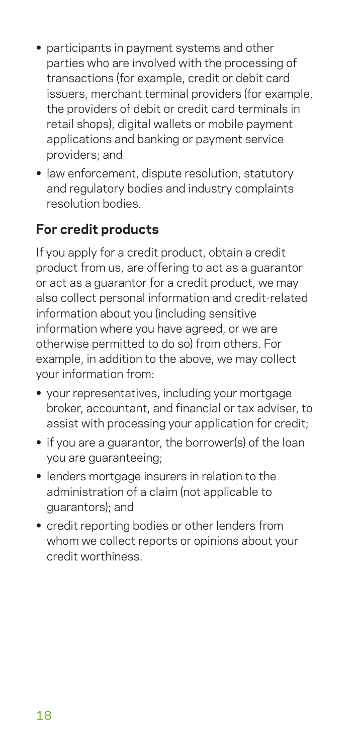- participants in payment systems and other parties who are involved with the processing of transactions (for example, credit or debit card issuers, merchant terminal providers (for example, the providers of debit or credit card terminals in retail shops), digital wallets or mobile payment applications and banking or payment service providers; and
- law enforcement, dispute resolution, statutory and regulatory bodies and industry complaints resolution bodies.

## For credit products

If you apply for a credit product, obtain a credit product from us, are offering to act as a guarantor or act as a guarantor for a credit product, we may also collect personal information and credit-related information about you (including sensitive information where you have agreed, or we are otherwise permitted to do so) from others. For example, in addition to the above, we may collect your information from:

- your representatives, including your mortgage broker, accountant, and financial or tax adviser, to assist with processing your application for credit;
- if you are a guarantor, the borrower(s) of the loan you are guaranteeing;
- lenders mortgage insurers in relation to the administration of a claim (not applicable to guarantors); and
- credit reporting bodies or other lenders from whom we collect reports or opinions about your credit worthiness.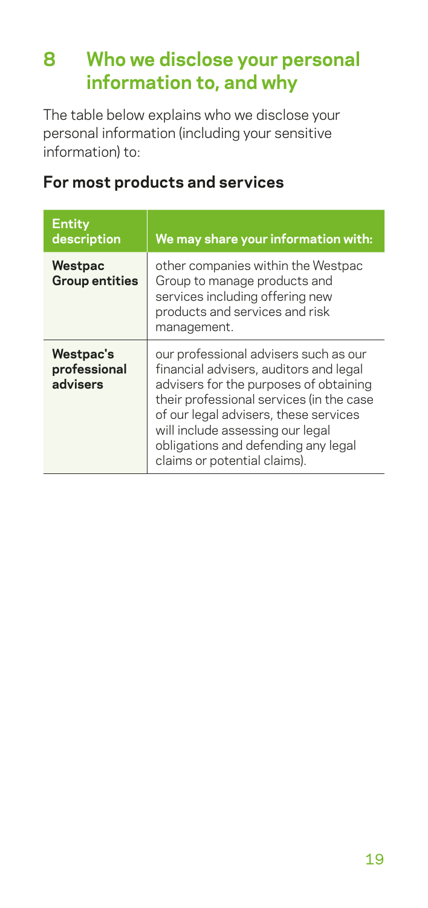# 8 Who we disclose your personal information to, and why

The table below explains who we disclose your personal information (including your sensitive information) to:

## For most products and services

| Entity description | We may share your information with: |
| --- | --- |
| **Westpac Group entities** | other companies within the Westpac Group to manage products and services including offering new products and services and risk management. |
| **Westpac's professional advisers** | our professional advisers such as our financial advisers, auditors and legal advisers for the purposes of obtaining their professional services (in the case of our legal advisers, these services will include assessing our legal obligations and defending any legal claims or potential claims). |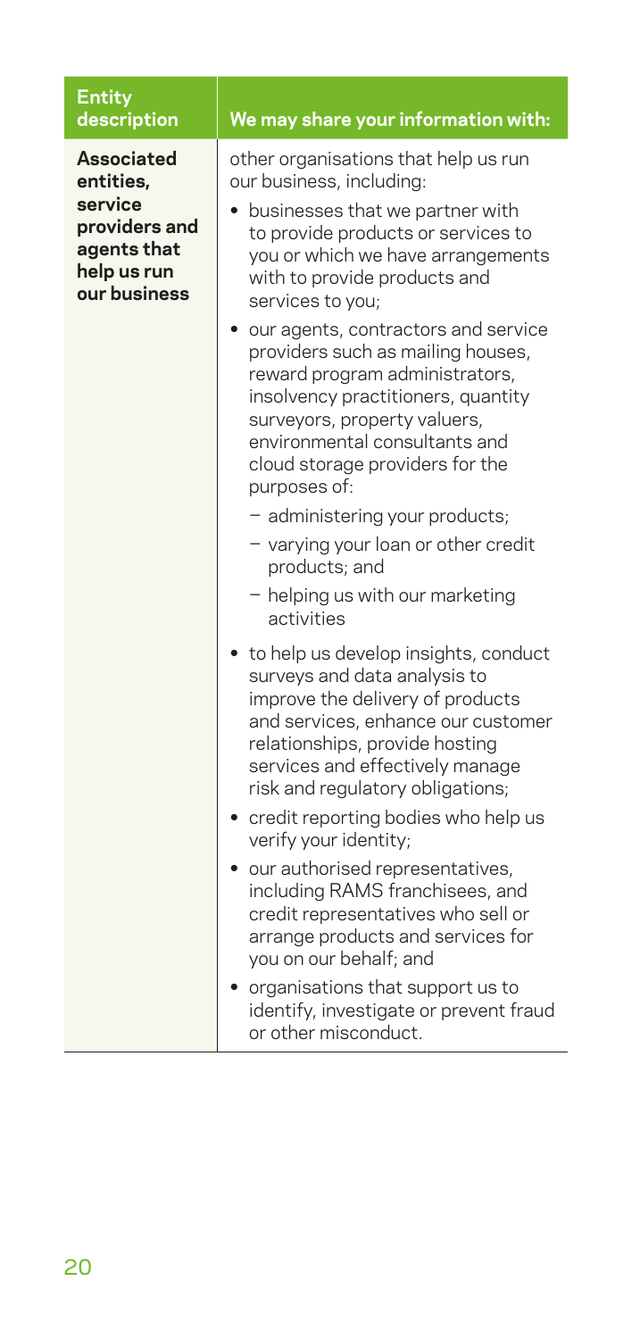| Entity description | We may share your information with: |
| --- | --- |
| **Associated entities, service providers and agents that help us run our business** | other organisations that help us run our business, including:<br>• businesses that we partner with to provide products or services to you or which we have arrangements with to provide products and services to you;<br>• our agents, contractors and service providers such as mailing houses, reward program administrators, insolvency practitioners, quantity surveyors, property valuers, environmental consultants and cloud storage providers for the purposes of:<br>  – administering your products;<br>  – varying your loan or other credit products; and<br>  – helping us with our marketing activities<br>• to help us develop insights, conduct surveys and data analysis to improve the delivery of products and services, enhance our customer relationships, provide hosting services and effectively manage risk and regulatory obligations;<br>• credit reporting bodies who help us verify your identity;<br>• our authorised representatives, including RAMS franchisees, and credit representatives who sell or arrange products and services for you on our behalf; and<br>• organisations that support us to identify, investigate or prevent fraud or other misconduct. |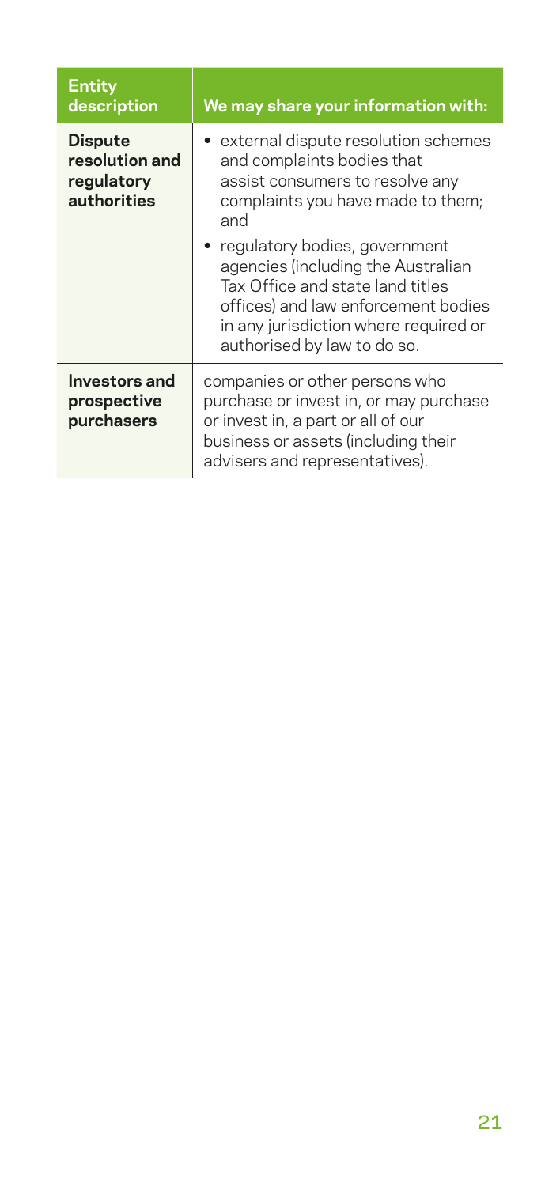| Entity description | We may share your information with: |
| --- | --- |
| **Dispute resolution and regulatory authorities** | • external dispute resolution schemes and complaints bodies that assist consumers to resolve any complaints you have made to them; and<br>• regulatory bodies, government agencies (including the Australian Tax Office and state land titles offices) and law enforcement bodies in any jurisdiction where required or authorised by law to do so. |
| **Investors and prospective purchasers** | companies or other persons who purchase or invest in, or may purchase or invest in, a part or all of our business or assets (including their advisers and representatives). |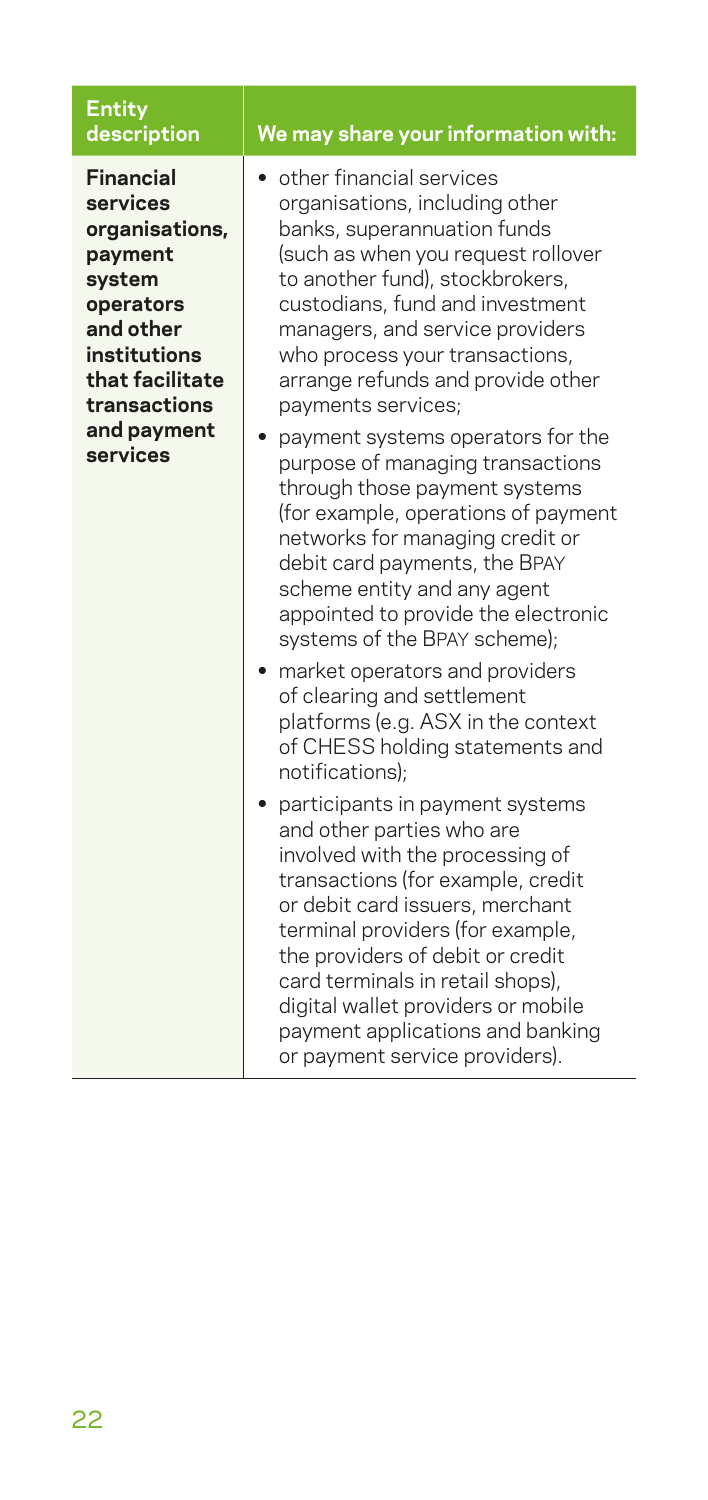| Entity description | We may share your information with: |
| --- | --- |
| **Financial services organisations, payment system operators and other institutions that facilitate transactions and payment services** | • other financial services organisations, including other banks, superannuation funds (such as when you request rollover to another fund), stockbrokers, custodians, fund and investment managers, and service providers who process your transactions, arrange refunds and provide other payments services;<br>• payment systems operators for the purpose of managing transactions through those payment systems (for example, operations of payment networks for managing credit or debit card payments, the BPAY scheme entity and any agent appointed to provide the electronic systems of the BPAY scheme);<br>• market operators and providers of clearing and settlement platforms (e.g. ASX in the context of CHESS holding statements and notifications);<br>• participants in payment systems and other parties who are involved with the processing of transactions (for example, credit or debit card issuers, merchant terminal providers (for example, the providers of debit or credit card terminals in retail shops), digital wallet providers or mobile payment applications and banking or payment service providers). |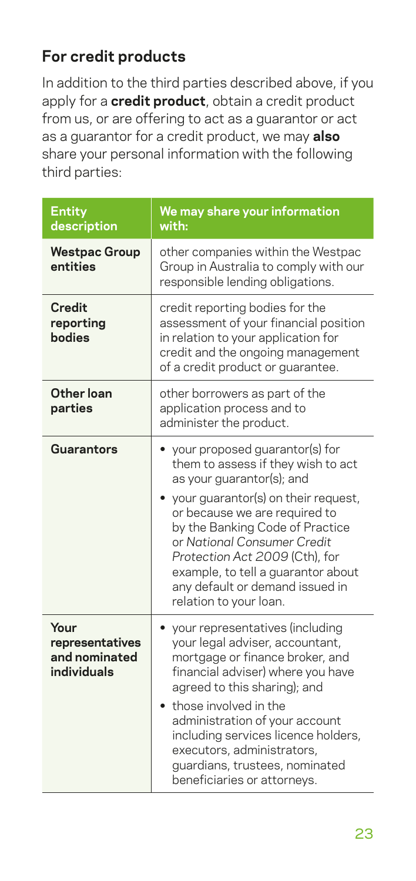## For credit products

In addition to the third parties described above, if you apply for a **credit product**, obtain a credit product from us, or are offering to act as a guarantor or act as a guarantor for a credit product, we may **also** share your personal information with the following third parties:

| Entity description | We may share your information with: |
|---|---|
| **Westpac Group entities** | other companies within the Westpac Group in Australia to comply with our responsible lending obligations. |
| **Credit reporting bodies** | credit reporting bodies for the assessment of your financial position in relation to your application for credit and the ongoing management of a credit product or guarantee. |
| **Other loan parties** | other borrowers as part of the application process and to administer the product. |
| **Guarantors** | • your proposed guarantor(s) for them to assess if they wish to act as your guarantor(s); and<br>• your guarantor(s) on their request, or because we are required to by the Banking Code of Practice or *National Consumer Credit Protection Act 2009* (Cth), for example, to tell a guarantor about any default or demand issued in relation to your loan. |
| **Your representatives and nominated individuals** | • your representatives (including your legal adviser, accountant, mortgage or finance broker, and financial adviser) where you have agreed to this sharing); and<br>• those involved in the administration of your account including services licence holders, executors, administrators, guardians, trustees, nominated beneficiaries or attorneys. |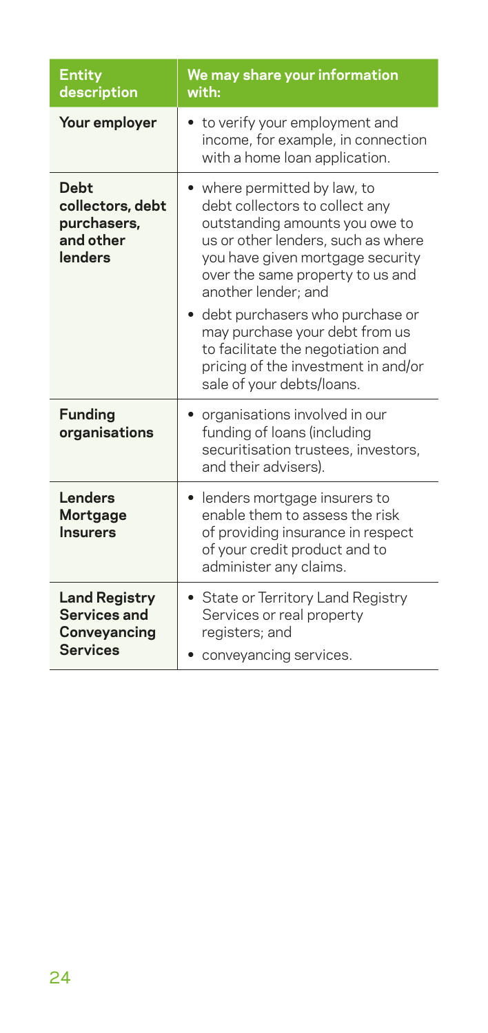| Entity description | We may share your information with: |
|---|---|
| **Your employer** | • to verify your employment and income, for example, in connection with a home loan application. |
| **Debt collectors, debt purchasers, and other lenders** | • where permitted by law, to debt collectors to collect any outstanding amounts you owe to us or other lenders, such as where you have given mortgage security over the same property to us and another lender; and<br>• debt purchasers who purchase or may purchase your debt from us to facilitate the negotiation and pricing of the investment in and/or sale of your debts/loans. |
| **Funding organisations** | • organisations involved in our funding of loans (including securitisation trustees, investors, and their advisers). |
| **Lenders Mortgage Insurers** | • lenders mortgage insurers to enable them to assess the risk of providing insurance in respect of your credit product and to administer any claims. |
| **Land Registry Services and Conveyancing Services** | • State or Territory Land Registry Services or real property registers; and<br>• conveyancing services. |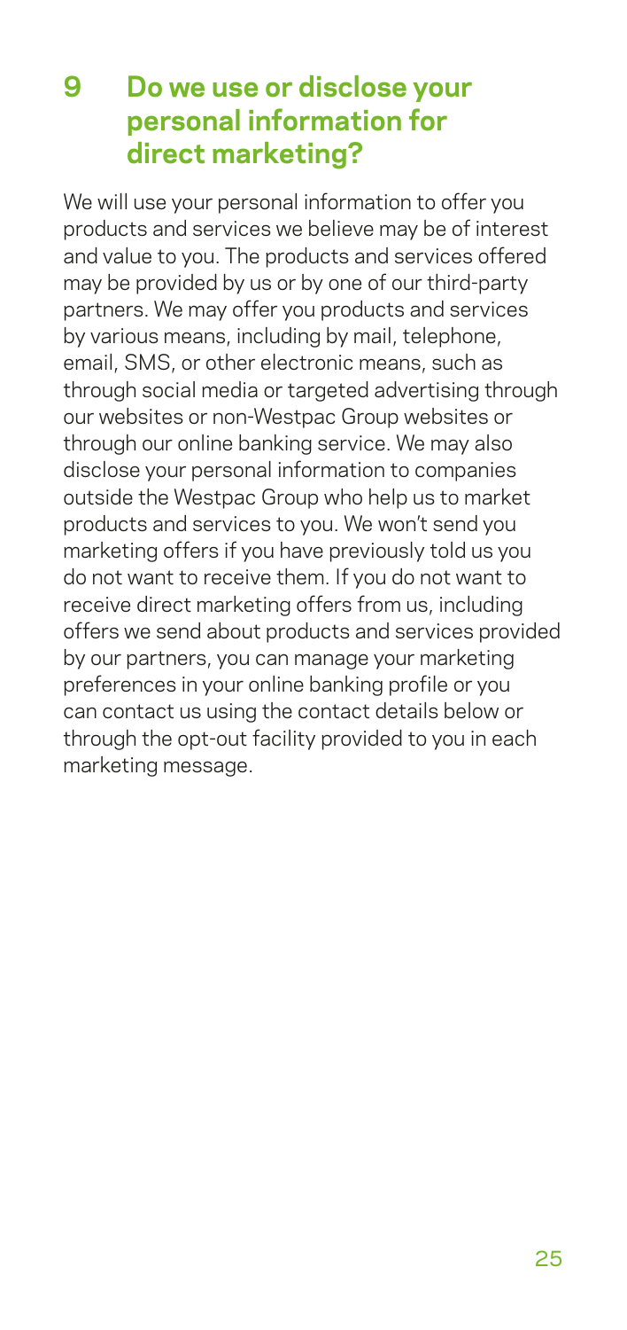## 9 Do we use or disclose your personal information for direct marketing?

We will use your personal information to offer you products and services we believe may be of interest and value to you. The products and services offered may be provided by us or by one of our third-party partners. We may offer you products and services by various means, including by mail, telephone, email, SMS, or other electronic means, such as through social media or targeted advertising through our websites or non-Westpac Group websites or through our online banking service. We may also disclose your personal information to companies outside the Westpac Group who help us to market products and services to you. We won't send you marketing offers if you have previously told us you do not want to receive them. If you do not want to receive direct marketing offers from us, including offers we send about products and services provided by our partners, you can manage your marketing preferences in your online banking profile or you can contact us using the contact details below or through the opt-out facility provided to you in each marketing message.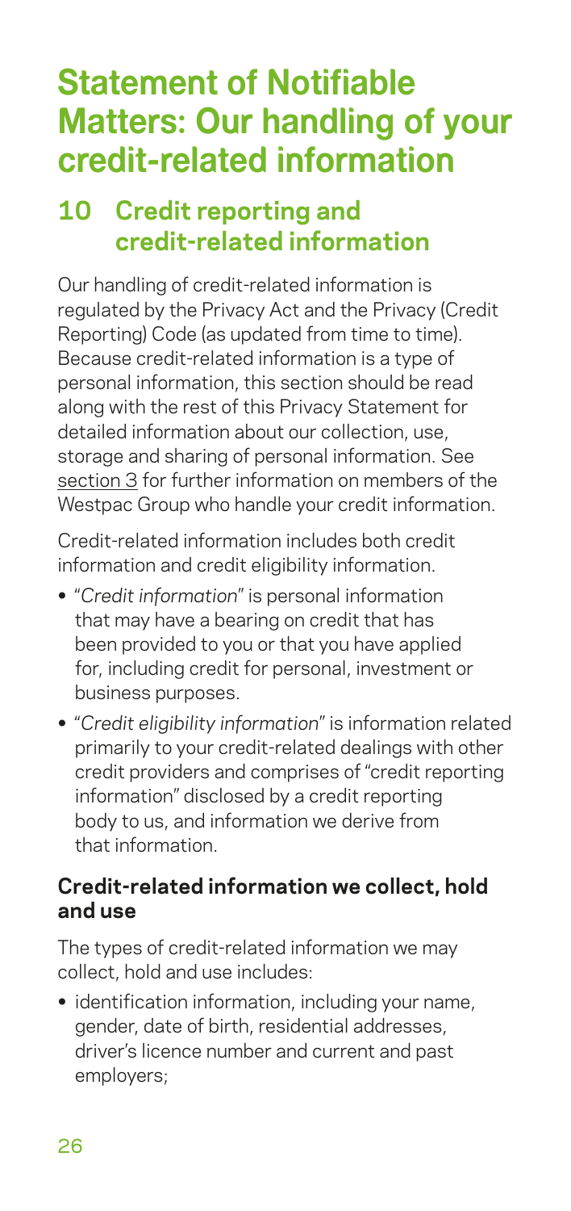# Statement of Notifiable Matters: Our handling of your credit-related information

## 10 Credit reporting and credit-related information

Our handling of credit-related information is regulated by the Privacy Act and the Privacy (Credit Reporting) Code (as updated from time to time). Because credit-related information is a type of personal information, this section should be read along with the rest of this Privacy Statement for detailed information about our collection, use, storage and sharing of personal information. See section 3 for further information on members of the Westpac Group who handle your credit information.

Credit-related information includes both credit information and credit eligibility information.

- "*Credit information*" is personal information that may have a bearing on credit that has been provided to you or that you have applied for, including credit for personal, investment or business purposes.
- "*Credit eligibility information*" is information related primarily to your credit-related dealings with other credit providers and comprises of "credit reporting information" disclosed by a credit reporting body to us, and information we derive from that information.

### Credit-related information we collect, hold and use

The types of credit-related information we may collect, hold and use includes:

- identification information, including your name, gender, date of birth, residential addresses, driver's licence number and current and past employers;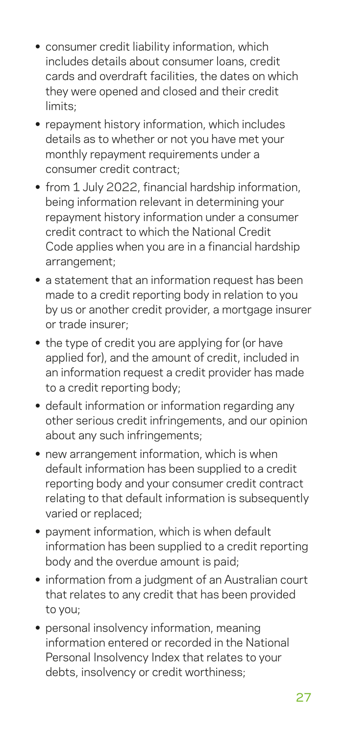- consumer credit liability information, which includes details about consumer loans, credit cards and overdraft facilities, the dates on which they were opened and closed and their credit limits;
- repayment history information, which includes details as to whether or not you have met your monthly repayment requirements under a consumer credit contract;
- from 1 July 2022, financial hardship information, being information relevant in determining your repayment history information under a consumer credit contract to which the National Credit Code applies when you are in a financial hardship arrangement;
- a statement that an information request has been made to a credit reporting body in relation to you by us or another credit provider, a mortgage insurer or trade insurer;
- the type of credit you are applying for (or have applied for), and the amount of credit, included in an information request a credit provider has made to a credit reporting body;
- default information or information regarding any other serious credit infringements, and our opinion about any such infringements;
- new arrangement information, which is when default information has been supplied to a credit reporting body and your consumer credit contract relating to that default information is subsequently varied or replaced;
- payment information, which is when default information has been supplied to a credit reporting body and the overdue amount is paid;
- information from a judgment of an Australian court that relates to any credit that has been provided to you;
- personal insolvency information, meaning information entered or recorded in the National Personal Insolvency Index that relates to your debts, insolvency or credit worthiness;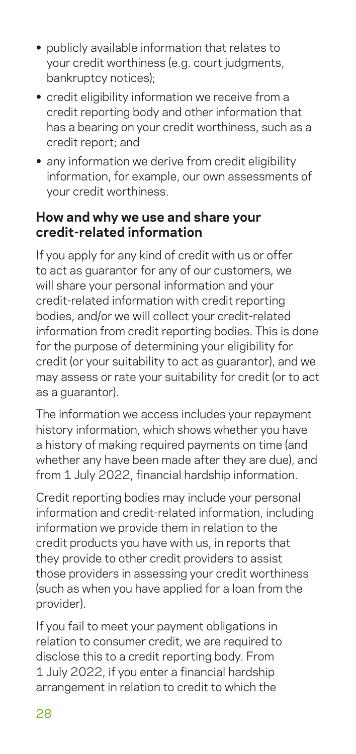- publicly available information that relates to your credit worthiness (e.g. court judgments, bankruptcy notices);
- credit eligibility information we receive from a credit reporting body and other information that has a bearing on your credit worthiness, such as a credit report; and
- any information we derive from credit eligibility information, for example, our own assessments of your credit worthiness.

## How and why we use and share your credit-related information

If you apply for any kind of credit with us or offer to act as guarantor for any of our customers, we will share your personal information and your credit-related information with credit reporting bodies, and/or we will collect your credit-related information from credit reporting bodies. This is done for the purpose of determining your eligibility for credit (or your suitability to act as guarantor), and we may assess or rate your suitability for credit (or to act as a guarantor).

The information we access includes your repayment history information, which shows whether you have a history of making required payments on time (and whether any have been made after they are due), and from 1 July 2022, financial hardship information.

Credit reporting bodies may include your personal information and credit-related information, including information we provide them in relation to the credit products you have with us, in reports that they provide to other credit providers to assist those providers in assessing your credit worthiness (such as when you have applied for a loan from the provider).

If you fail to meet your payment obligations in relation to consumer credit, we are required to disclose this to a credit reporting body. From 1 July 2022, if you enter a financial hardship arrangement in relation to credit to which the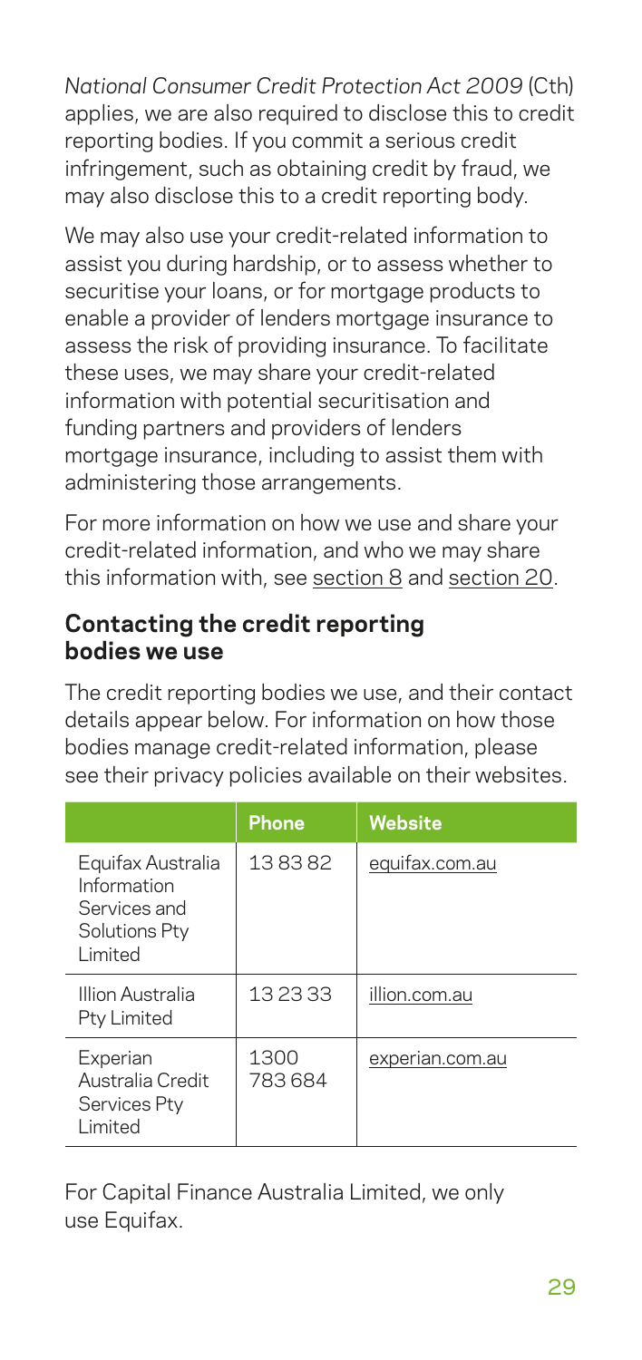*National Consumer Credit Protection Act 2009* (Cth) applies, we are also required to disclose this to credit reporting bodies. If you commit a serious credit infringement, such as obtaining credit by fraud, we may also disclose this to a credit reporting body.

We may also use your credit-related information to assist you during hardship, or to assess whether to securitise your loans, or for mortgage products to enable a provider of lenders mortgage insurance to assess the risk of providing insurance. To facilitate these uses, we may share your credit-related information with potential securitisation and funding partners and providers of lenders mortgage insurance, including to assist them with administering those arrangements.

For more information on how we use and share your credit-related information, and who we may share this information with, see section 8 and section 20.

## Contacting the credit reporting bodies we use

The credit reporting bodies we use, and their contact details appear below. For information on how those bodies manage credit-related information, please see their privacy policies available on their websites.

| | Phone | Website |
|---|---|---|
| Equifax Australia Information Services and Solutions Pty Limited | 13 83 82 | equifax.com.au |
| Illion Australia Pty Limited | 13 23 33 | illion.com.au |
| Experian Australia Credit Services Pty Limited | 1300 783 684 | experian.com.au |

For Capital Finance Australia Limited, we only use Equifax.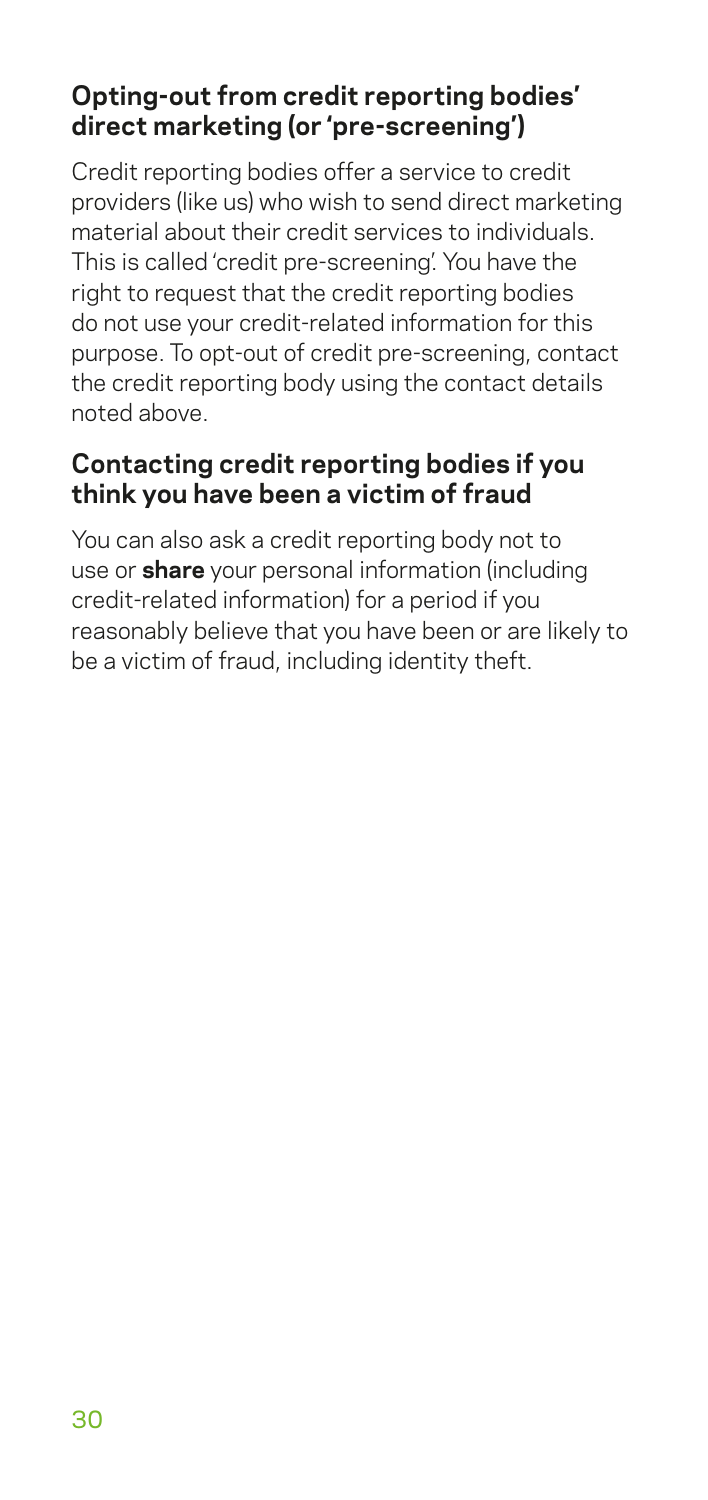## Opting-out from credit reporting bodies' direct marketing (or 'pre-screening')

Credit reporting bodies offer a service to credit providers (like us) who wish to send direct marketing material about their credit services to individuals. This is called 'credit pre-screening'. You have the right to request that the credit reporting bodies do not use your credit-related information for this purpose. To opt-out of credit pre-screening, contact the credit reporting body using the contact details noted above.

## Contacting credit reporting bodies if you think you have been a victim of fraud

You can also ask a credit reporting body not to use or **share** your personal information (including credit-related information) for a period if you reasonably believe that you have been or are likely to be a victim of fraud, including identity theft.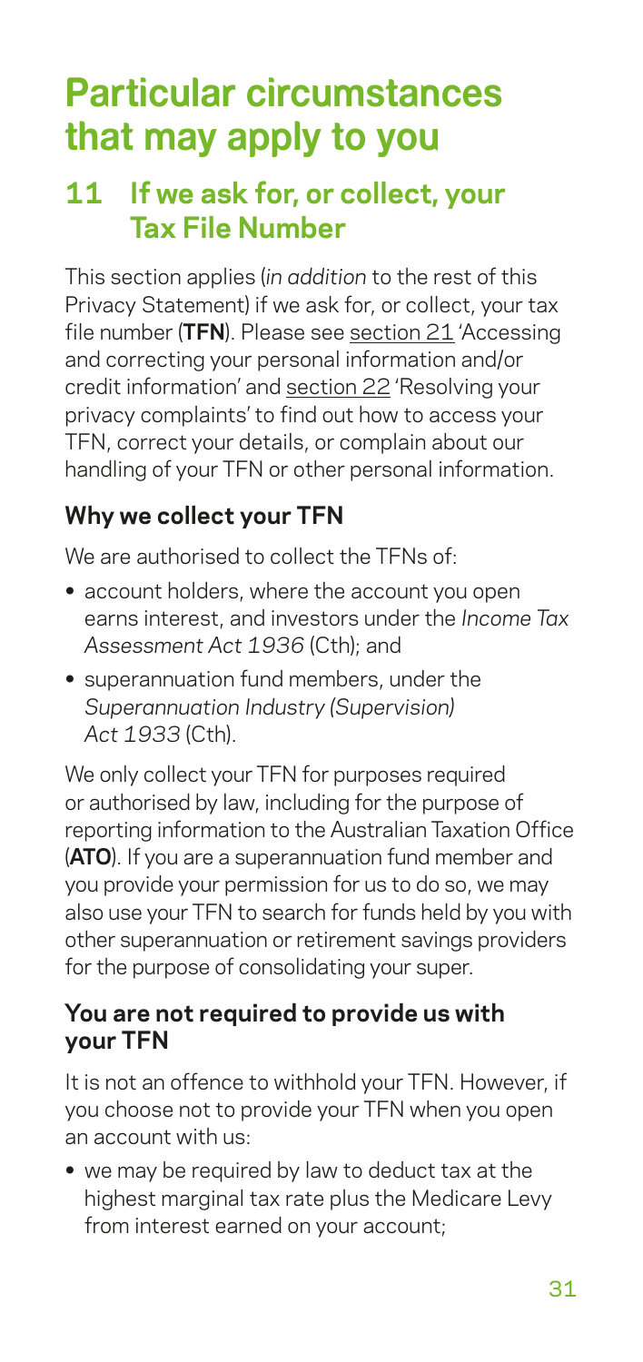# Particular circumstances that may apply to you

## 11 If we ask for, or collect, your Tax File Number

This section applies (*in addition* to the rest of this Privacy Statement) if we ask for, or collect, your tax file number (**TFN**). Please see section 21 'Accessing and correcting your personal information and/or credit information' and section 22 'Resolving your privacy complaints' to find out how to access your TFN, correct your details, or complain about our handling of your TFN or other personal information.

### Why we collect your TFN

We are authorised to collect the TFNs of:

- account holders, where the account you open earns interest, and investors under the *Income Tax Assessment Act 1936* (Cth); and
- superannuation fund members, under the *Superannuation Industry (Supervision) Act 1933* (Cth).

We only collect your TFN for purposes required or authorised by law, including for the purpose of reporting information to the Australian Taxation Office (**ATO**). If you are a superannuation fund member and you provide your permission for us to do so, we may also use your TFN to search for funds held by you with other superannuation or retirement savings providers for the purpose of consolidating your super.

### You are not required to provide us with your TFN

It is not an offence to withhold your TFN. However, if you choose not to provide your TFN when you open an account with us:

- we may be required by law to deduct tax at the highest marginal tax rate plus the Medicare Levy from interest earned on your account;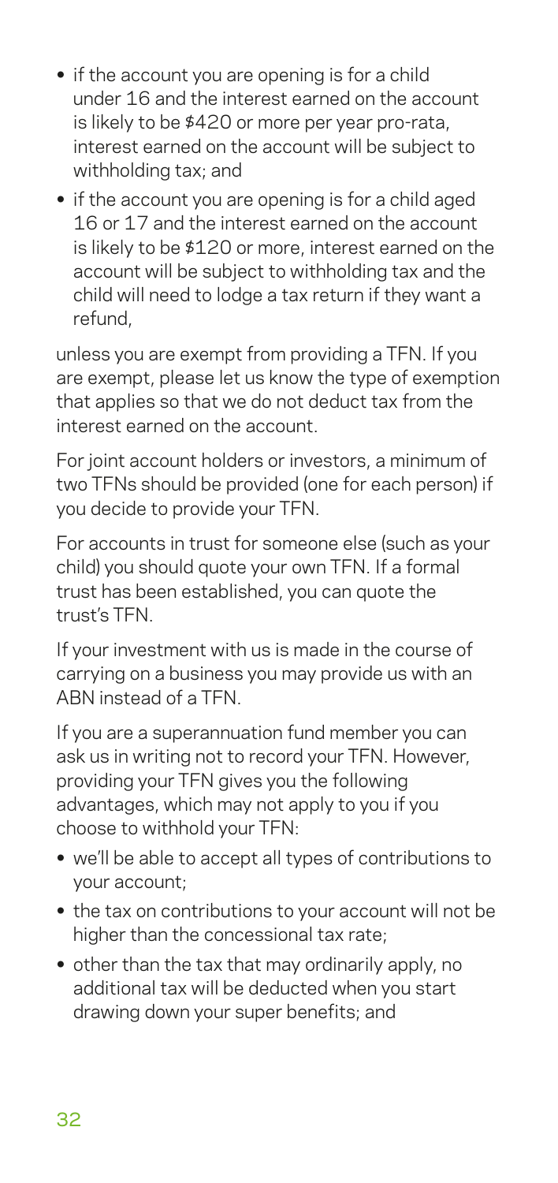- if the account you are opening is for a child under 16 and the interest earned on the account is likely to be $420 or more per year pro-rata, interest earned on the account will be subject to withholding tax; and
- if the account you are opening is for a child aged 16 or 17 and the interest earned on the account is likely to be $120 or more, interest earned on the account will be subject to withholding tax and the child will need to lodge a tax return if they want a refund,

unless you are exempt from providing a TFN. If you are exempt, please let us know the type of exemption that applies so that we do not deduct tax from the interest earned on the account.

For joint account holders or investors, a minimum of two TFNs should be provided (one for each person) if you decide to provide your TFN.

For accounts in trust for someone else (such as your child) you should quote your own TFN. If a formal trust has been established, you can quote the trust's TFN.

If your investment with us is made in the course of carrying on a business you may provide us with an ABN instead of a TFN.

If you are a superannuation fund member you can ask us in writing not to record your TFN. However, providing your TFN gives you the following advantages, which may not apply to you if you choose to withhold your TFN:

- we'll be able to accept all types of contributions to your account;
- the tax on contributions to your account will not be higher than the concessional tax rate;
- other than the tax that may ordinarily apply, no additional tax will be deducted when you start drawing down your super benefits; and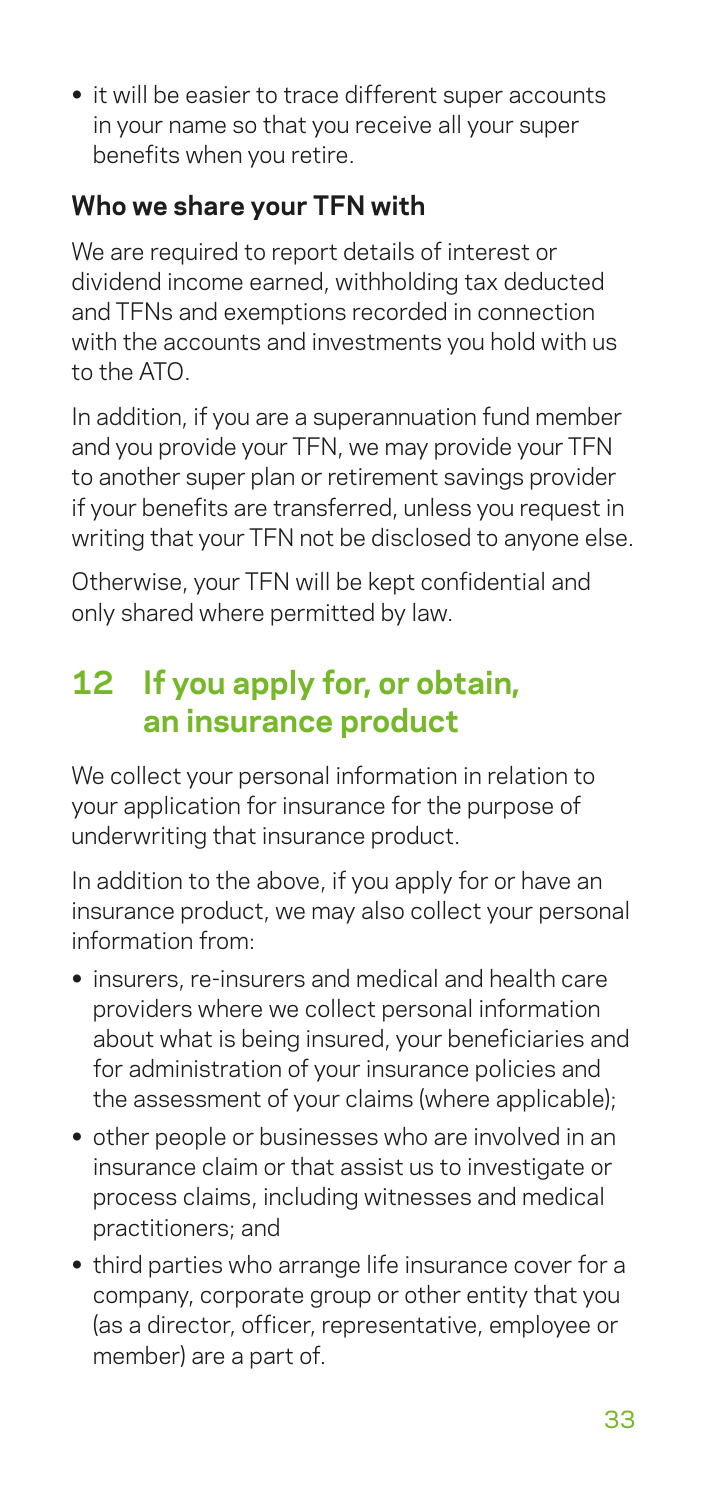- it will be easier to trace different super accounts in your name so that you receive all your super benefits when you retire.

### Who we share your TFN with

We are required to report details of interest or dividend income earned, withholding tax deducted and TFNs and exemptions recorded in connection with the accounts and investments you hold with us to the ATO.

In addition, if you are a superannuation fund member and you provide your TFN, we may provide your TFN to another super plan or retirement savings provider if your benefits are transferred, unless you request in writing that your TFN not be disclosed to anyone else.

Otherwise, your TFN will be kept confidential and only shared where permitted by law.

## 12 If you apply for, or obtain, an insurance product

We collect your personal information in relation to your application for insurance for the purpose of underwriting that insurance product.

In addition to the above, if you apply for or have an insurance product, we may also collect your personal information from:

- insurers, re-insurers and medical and health care providers where we collect personal information about what is being insured, your beneficiaries and for administration of your insurance policies and the assessment of your claims (where applicable);
- other people or businesses who are involved in an insurance claim or that assist us to investigate or process claims, including witnesses and medical practitioners; and
- third parties who arrange life insurance cover for a company, corporate group or other entity that you (as a director, officer, representative, employee or member) are a part of.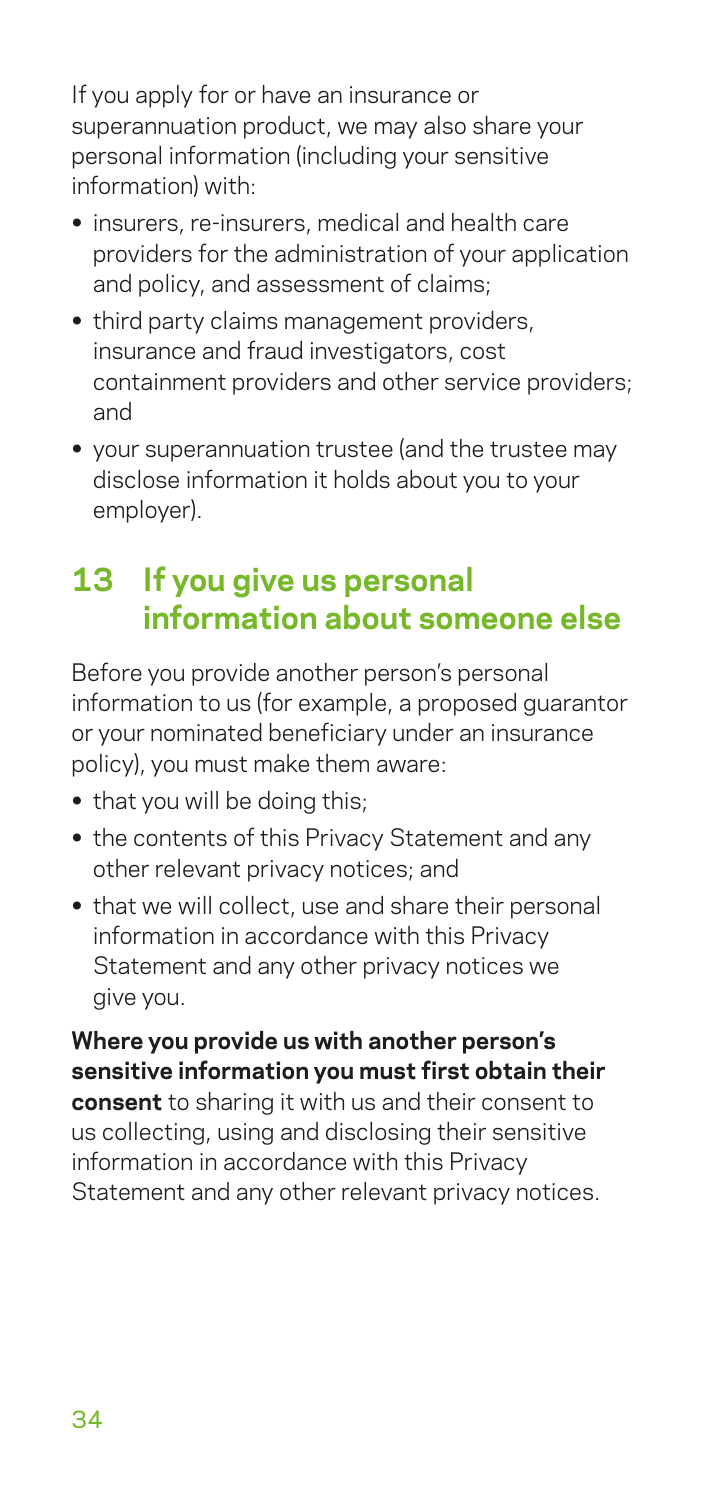If you apply for or have an insurance or superannuation product, we may also share your personal information (including your sensitive information) with:

- insurers, re-insurers, medical and health care providers for the administration of your application and policy, and assessment of claims;
- third party claims management providers, insurance and fraud investigators, cost containment providers and other service providers; and
- your superannuation trustee (and the trustee may disclose information it holds about you to your employer).

## 13 If you give us personal information about someone else

Before you provide another person's personal information to us (for example, a proposed guarantor or your nominated beneficiary under an insurance policy), you must make them aware:

- that you will be doing this;
- the contents of this Privacy Statement and any other relevant privacy notices; and
- that we will collect, use and share their personal information in accordance with this Privacy Statement and any other privacy notices we give you.

**Where you provide us with another person's sensitive information you must first obtain their consent** to sharing it with us and their consent to us collecting, using and disclosing their sensitive information in accordance with this Privacy Statement and any other relevant privacy notices.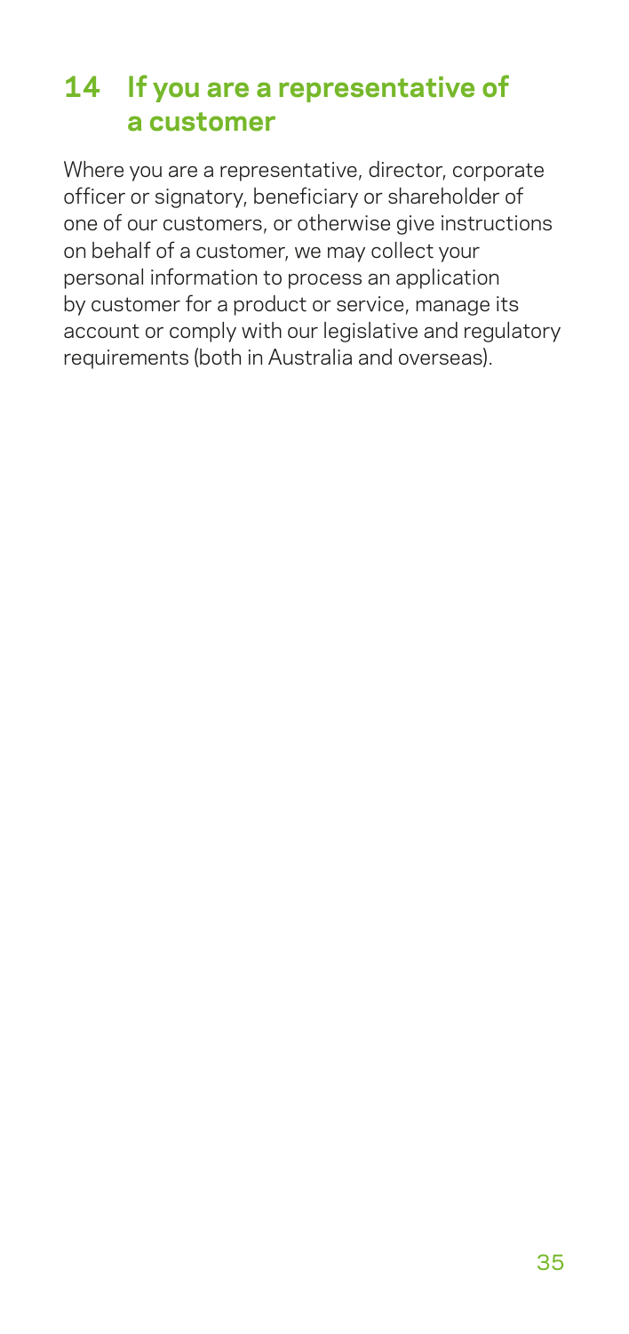## 14 If you are a representative of a customer

Where you are a representative, director, corporate officer or signatory, beneficiary or shareholder of one of our customers, or otherwise give instructions on behalf of a customer, we may collect your personal information to process an application by customer for a product or service, manage its account or comply with our legislative and regulatory requirements (both in Australia and overseas).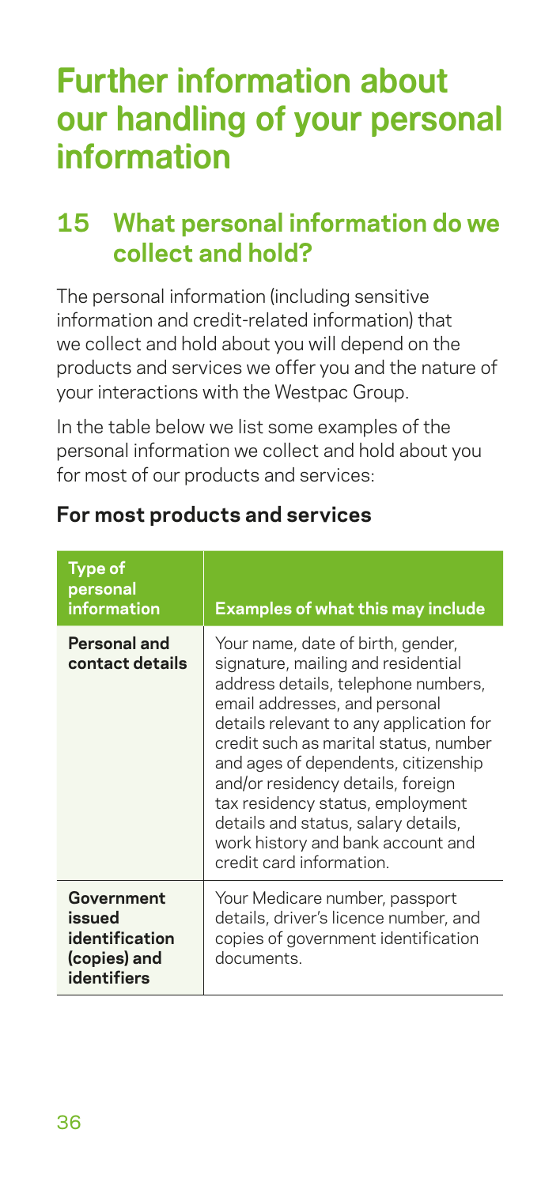# Further information about our handling of your personal information

## 15 What personal information do we collect and hold?

The personal information (including sensitive information and credit-related information) that we collect and hold about you will depend on the products and services we offer you and the nature of your interactions with the Westpac Group.

In the table below we list some examples of the personal information we collect and hold about you for most of our products and services:

### For most products and services

| Type of personal information | Examples of what this may include |
|---|---|
| **Personal and contact details** | Your name, date of birth, gender, signature, mailing and residential address details, telephone numbers, email addresses, and personal details relevant to any application for credit such as marital status, number and ages of dependents, citizenship and/or residency details, foreign tax residency status, employment details and status, salary details, work history and bank account and credit card information. |
| **Government issued identification (copies) and identifiers** | Your Medicare number, passport details, driver's licence number, and copies of government identification documents. |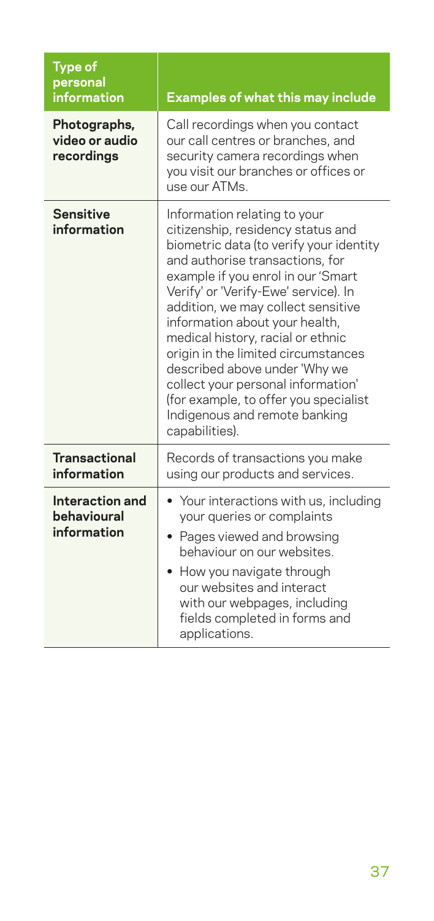| Type of personal information | Examples of what this may include |
|---|---|
| **Photographs, video or audio recordings** | Call recordings when you contact our call centres or branches, and security camera recordings when you visit our branches or offices or use our ATMs. |
| **Sensitive information** | Information relating to your citizenship, residency status and biometric data (to verify your identity and authorise transactions, for example if you enrol in our 'Smart Verify' or 'Verify-Ewe' service). In addition, we may collect sensitive information about your health, medical history, racial or ethnic origin in the limited circumstances described above under 'Why we collect your personal information' (for example, to offer you specialist Indigenous and remote banking capabilities). |
| **Transactional information** | Records of transactions you make using our products and services. |
| **Interaction and behavioural information** | • Your interactions with us, including your queries or complaints<br>• Pages viewed and browsing behaviour on our websites.<br>• How you navigate through our websites and interact with our webpages, including fields completed in forms and applications. |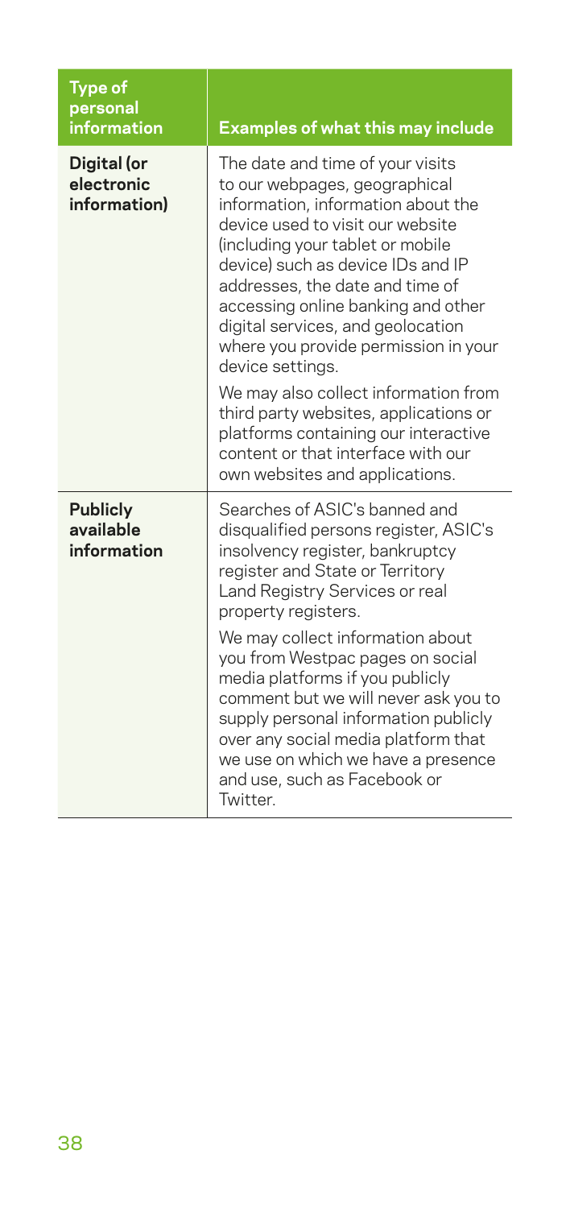| Type of personal information | Examples of what this may include |
|---|---|
| **Digital (or electronic information)** | The date and time of your visits to our webpages, geographical information, information about the device used to visit our website (including your tablet or mobile device) such as device IDs and IP addresses, the date and time of accessing online banking and other digital services, and geolocation where you provide permission in your device settings.<br><br>We may also collect information from third party websites, applications or platforms containing our interactive content or that interface with our own websites and applications. |
| **Publicly available information** | Searches of ASIC's banned and disqualified persons register, ASIC's insolvency register, bankruptcy register and State or Territory Land Registry Services or real property registers.<br><br>We may collect information about you from Westpac pages on social media platforms if you publicly comment but we will never ask you to supply personal information publicly over any social media platform that we use on which we have a presence and use, such as Facebook or Twitter. |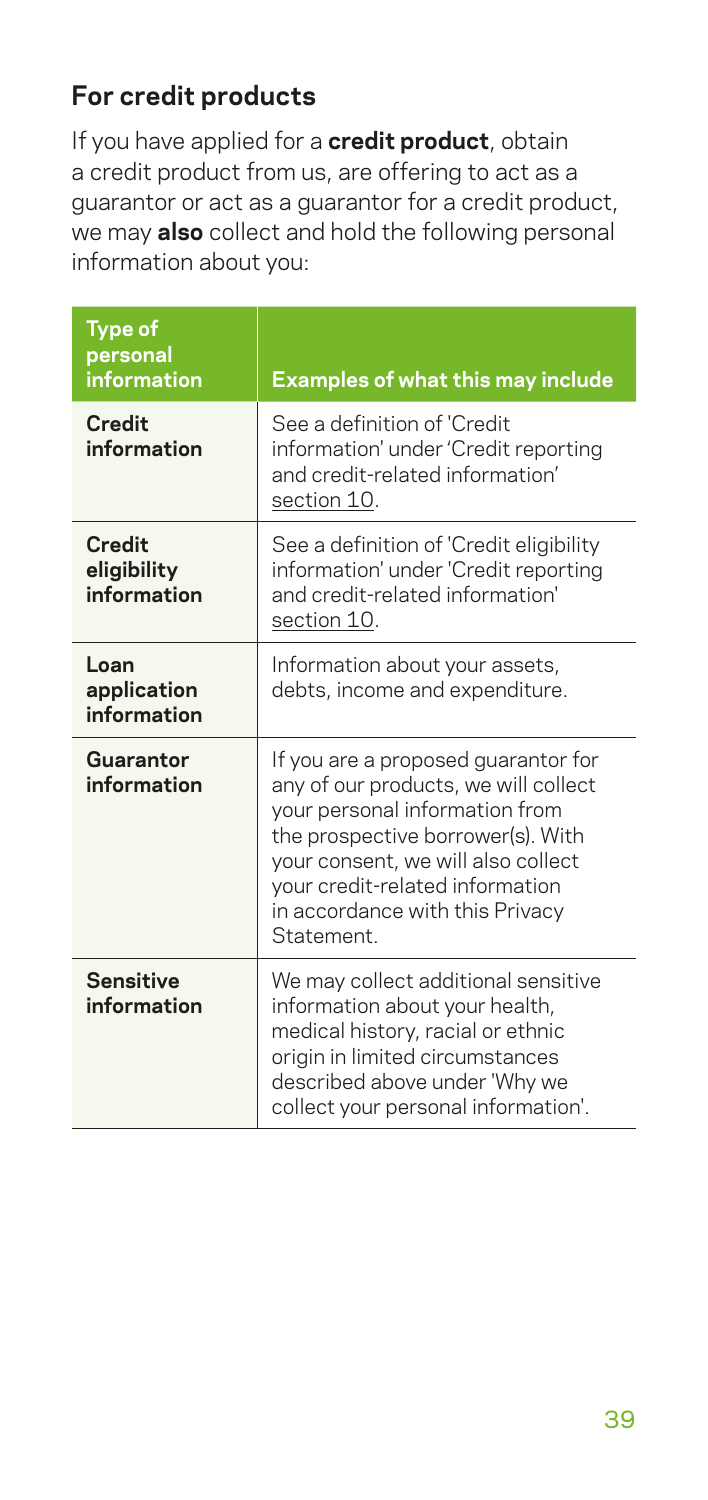## For credit products

If you have applied for a **credit product**, obtain a credit product from us, are offering to act as a guarantor or act as a guarantor for a credit product, we may **also** collect and hold the following personal information about you:

| Type of personal information | Examples of what this may include |
|---|---|
| **Credit information** | See a definition of 'Credit information' under 'Credit reporting and credit-related information' section 10. |
| **Credit eligibility information** | See a definition of 'Credit eligibility information' under 'Credit reporting and credit-related information' section 10. |
| **Loan application information** | Information about your assets, debts, income and expenditure. |
| **Guarantor information** | If you are a proposed guarantor for any of our products, we will collect your personal information from the prospective borrower(s). With your consent, we will also collect your credit-related information in accordance with this Privacy Statement. |
| **Sensitive information** | We may collect additional sensitive information about your health, medical history, racial or ethnic origin in limited circumstances described above under 'Why we collect your personal information'. |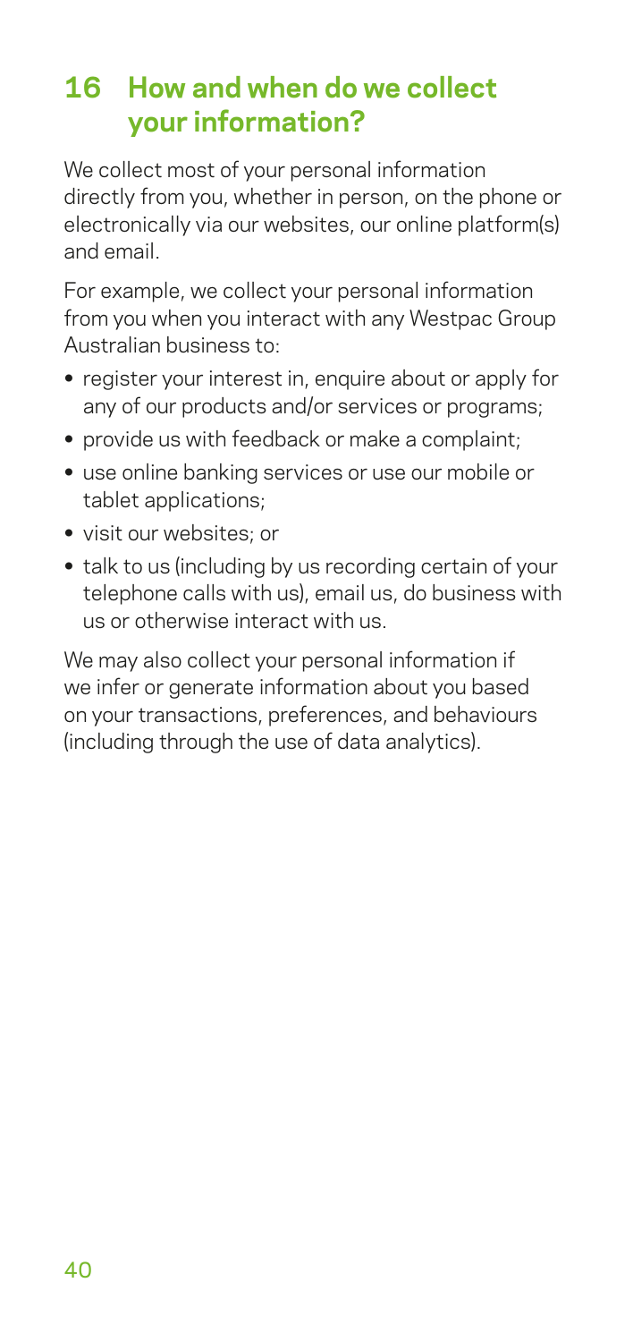## 16 How and when do we collect your information?

We collect most of your personal information directly from you, whether in person, on the phone or electronically via our websites, our online platform(s) and email.

For example, we collect your personal information from you when you interact with any Westpac Group Australian business to:

- register your interest in, enquire about or apply for any of our products and/or services or programs;
- provide us with feedback or make a complaint;
- use online banking services or use our mobile or tablet applications;
- visit our websites; or
- talk to us (including by us recording certain of your telephone calls with us), email us, do business with us or otherwise interact with us.

We may also collect your personal information if we infer or generate information about you based on your transactions, preferences, and behaviours (including through the use of data analytics).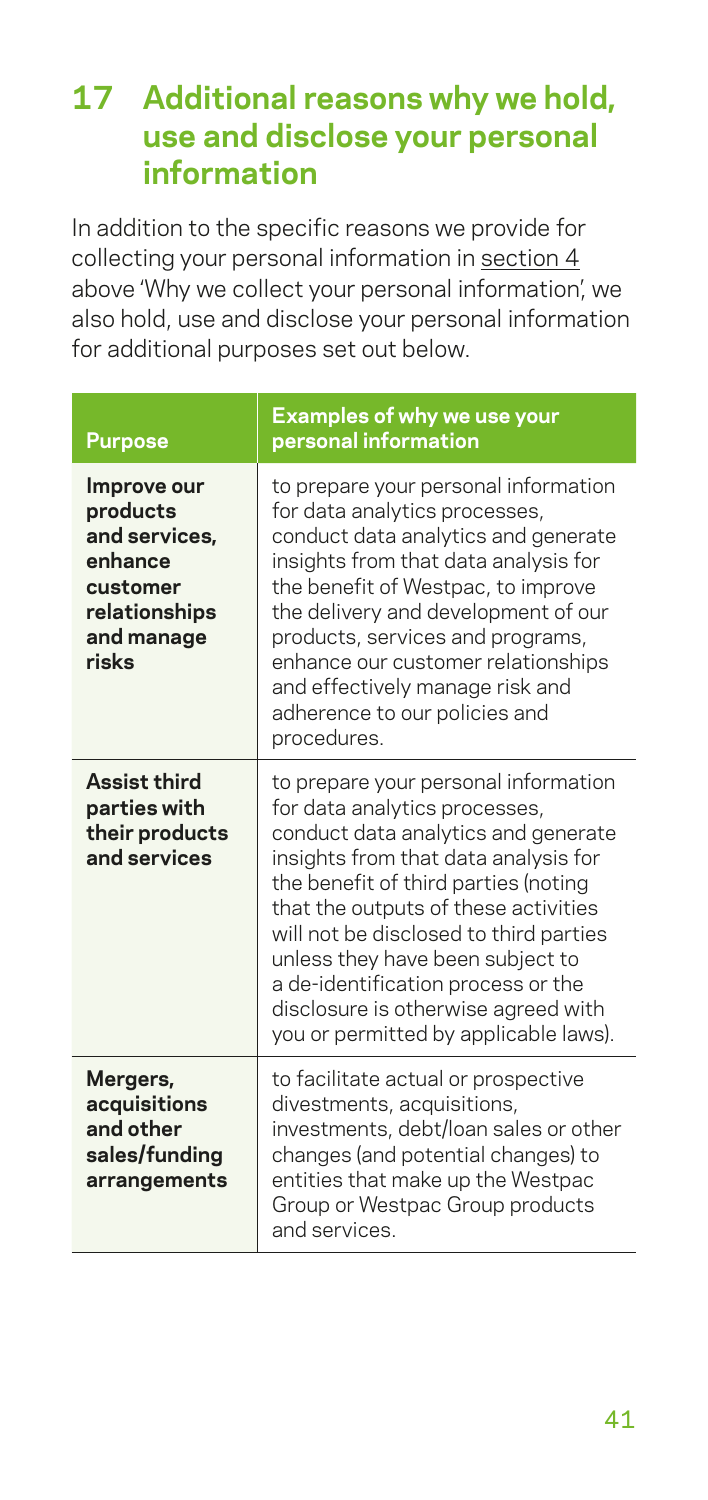## 17 Additional reasons why we hold, use and disclose your personal information

In addition to the specific reasons we provide for collecting your personal information in section 4 above 'Why we collect your personal information', we also hold, use and disclose your personal information for additional purposes set out below.

| Purpose | Examples of why we use your personal information |
|---|---|
| **Improve our products and services, enhance customer relationships and manage risks** | to prepare your personal information for data analytics processes, conduct data analytics and generate insights from that data analysis for the benefit of Westpac, to improve the delivery and development of our products, services and programs, enhance our customer relationships and effectively manage risk and adherence to our policies and procedures. |
| **Assist third parties with their products and services** | to prepare your personal information for data analytics processes, conduct data analytics and generate insights from that data analysis for the benefit of third parties (noting that the outputs of these activities will not be disclosed to third parties unless they have been subject to a de-identification process or the disclosure is otherwise agreed with you or permitted by applicable laws). |
| **Mergers, acquisitions and other sales/funding arrangements** | to facilitate actual or prospective divestments, acquisitions, investments, debt/loan sales or other changes (and potential changes) to entities that make up the Westpac Group or Westpac Group products and services. |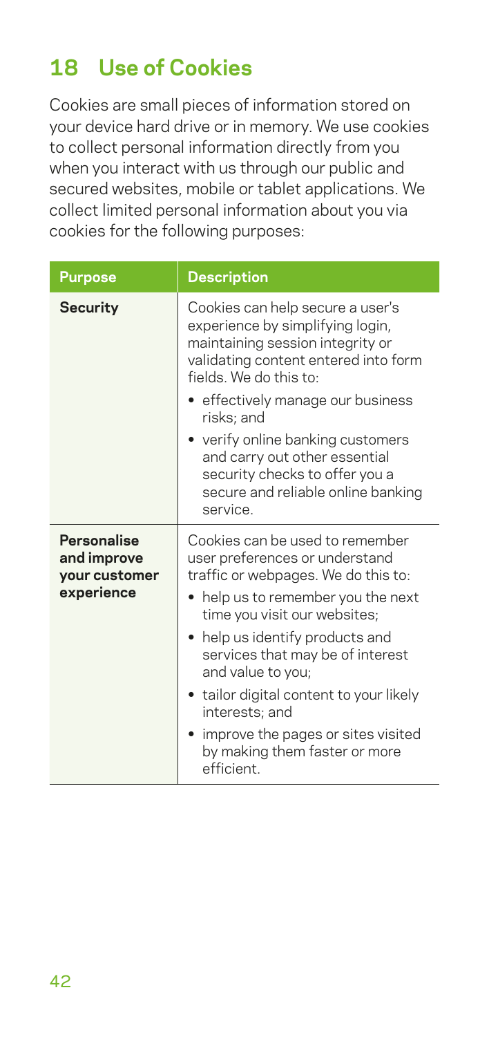## 18 Use of Cookies

Cookies are small pieces of information stored on your device hard drive or in memory. We use cookies to collect personal information directly from you when you interact with us through our public and secured websites, mobile or tablet applications. We collect limited personal information about you via cookies for the following purposes:

| Purpose | Description |
|---|---|
| **Security** | Cookies can help secure a user's experience by simplifying login, maintaining session integrity or validating content entered into form fields. We do this to:<br>• effectively manage our business risks; and<br>• verify online banking customers and carry out other essential security checks to offer you a secure and reliable online banking service. |
| **Personalise and improve your customer experience** | Cookies can be used to remember user preferences or understand traffic or webpages. We do this to:<br>• help us to remember you the next time you visit our websites;<br>• help us identify products and services that may be of interest and value to you;<br>• tailor digital content to your likely interests; and<br>• improve the pages or sites visited by making them faster or more efficient. |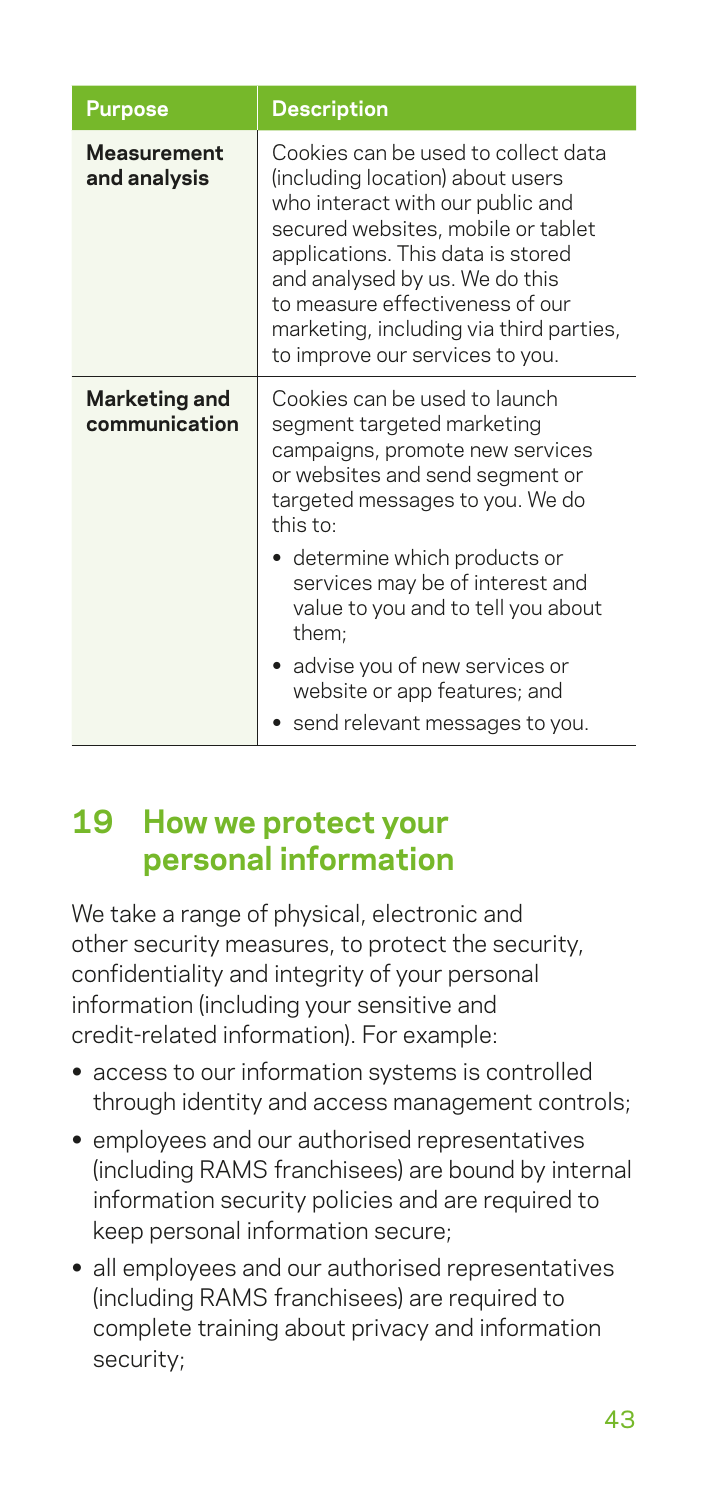| Purpose | Description |
| --- | --- |
| **Measurement and analysis** | Cookies can be used to collect data (including location) about users who interact with our public and secured websites, mobile or tablet applications. This data is stored and analysed by us. We do this to measure effectiveness of our marketing, including via third parties, to improve our services to you. |
| **Marketing and communication** | Cookies can be used to launch segment targeted marketing campaigns, promote new services or websites and send segment or targeted messages to you. We do this to: • determine which products or services may be of interest and value to you and to tell you about them; • advise you of new services or website or app features; and • send relevant messages to you. |

## 19 How we protect your personal information

We take a range of physical, electronic and other security measures, to protect the security, confidentiality and integrity of your personal information (including your sensitive and credit-related information). For example:

- access to our information systems is controlled through identity and access management controls;
- employees and our authorised representatives (including RAMS franchisees) are bound by internal information security policies and are required to keep personal information secure;
- all employees and our authorised representatives (including RAMS franchisees) are required to complete training about privacy and information security;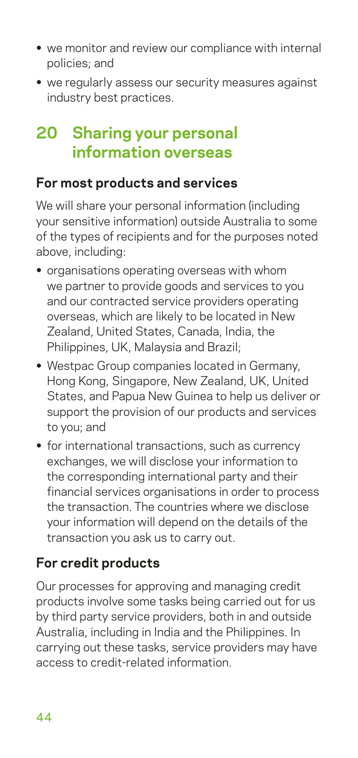- we monitor and review our compliance with internal policies; and
- we regularly assess our security measures against industry best practices.

## 20 Sharing your personal information overseas

### For most products and services

We will share your personal information (including your sensitive information) outside Australia to some of the types of recipients and for the purposes noted above, including:

- organisations operating overseas with whom we partner to provide goods and services to you and our contracted service providers operating overseas, which are likely to be located in New Zealand, United States, Canada, India, the Philippines, UK, Malaysia and Brazil;
- Westpac Group companies located in Germany, Hong Kong, Singapore, New Zealand, UK, United States, and Papua New Guinea to help us deliver or support the provision of our products and services to you; and
- for international transactions, such as currency exchanges, we will disclose your information to the corresponding international party and their financial services organisations in order to process the transaction. The countries where we disclose your information will depend on the details of the transaction you ask us to carry out.

### For credit products

Our processes for approving and managing credit products involve some tasks being carried out for us by third party service providers, both in and outside Australia, including in India and the Philippines. In carrying out these tasks, service providers may have access to credit-related information.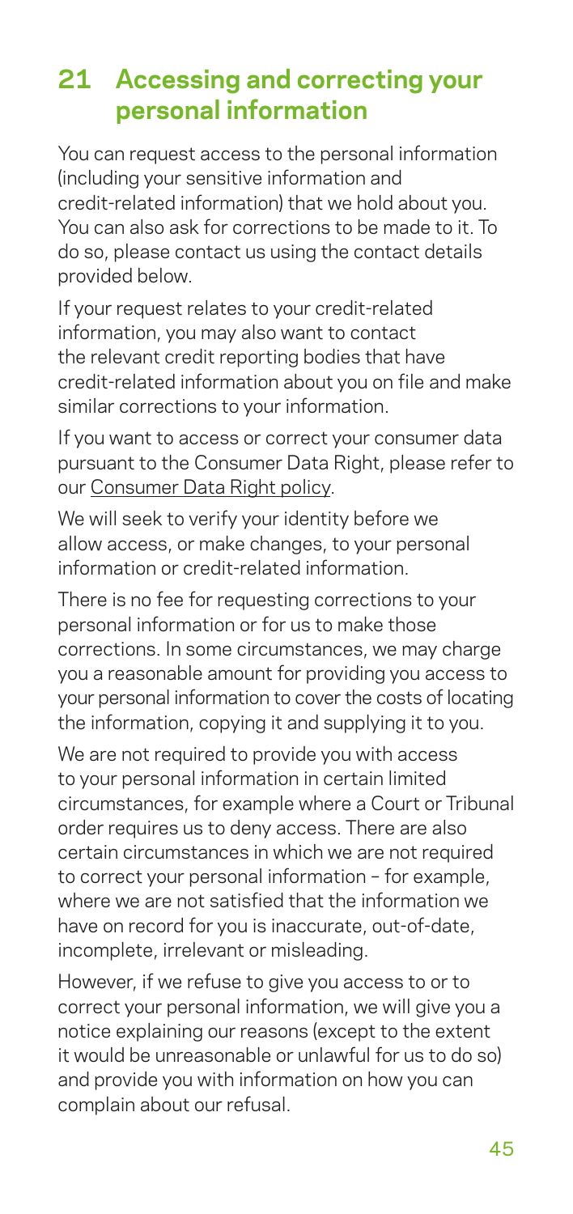## 21 Accessing and correcting your personal information

You can request access to the personal information (including your sensitive information and credit-related information) that we hold about you. You can also ask for corrections to be made to it. To do so, please contact us using the contact details provided below.

If your request relates to your credit-related information, you may also want to contact the relevant credit reporting bodies that have credit-related information about you on file and make similar corrections to your information.

If you want to access or correct your consumer data pursuant to the Consumer Data Right, please refer to our Consumer Data Right policy.

We will seek to verify your identity before we allow access, or make changes, to your personal information or credit-related information.

There is no fee for requesting corrections to your personal information or for us to make those corrections. In some circumstances, we may charge you a reasonable amount for providing you access to your personal information to cover the costs of locating the information, copying it and supplying it to you.

We are not required to provide you with access to your personal information in certain limited circumstances, for example where a Court or Tribunal order requires us to deny access. There are also certain circumstances in which we are not required to correct your personal information – for example, where we are not satisfied that the information we have on record for you is inaccurate, out-of-date, incomplete, irrelevant or misleading.

However, if we refuse to give you access to or to correct your personal information, we will give you a notice explaining our reasons (except to the extent it would be unreasonable or unlawful for us to do so) and provide you with information on how you can complain about our refusal.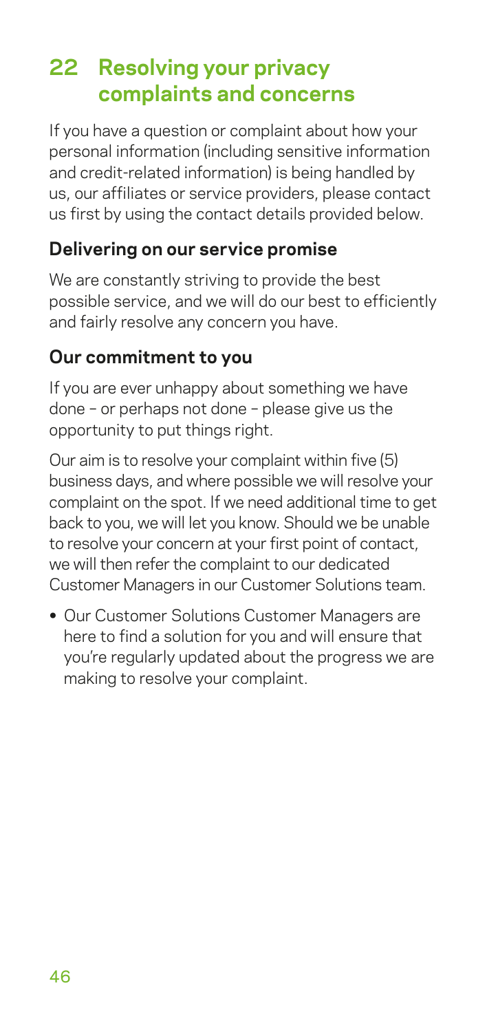## 22 Resolving your privacy complaints and concerns

If you have a question or complaint about how your personal information (including sensitive information and credit-related information) is being handled by us, our affiliates or service providers, please contact us first by using the contact details provided below.

### Delivering on our service promise

We are constantly striving to provide the best possible service, and we will do our best to efficiently and fairly resolve any concern you have.

### Our commitment to you

If you are ever unhappy about something we have done – or perhaps not done – please give us the opportunity to put things right.

Our aim is to resolve your complaint within five (5) business days, and where possible we will resolve your complaint on the spot. If we need additional time to get back to you, we will let you know. Should we be unable to resolve your concern at your first point of contact, we will then refer the complaint to our dedicated Customer Managers in our Customer Solutions team.

- Our Customer Solutions Customer Managers are here to find a solution for you and will ensure that you're regularly updated about the progress we are making to resolve your complaint.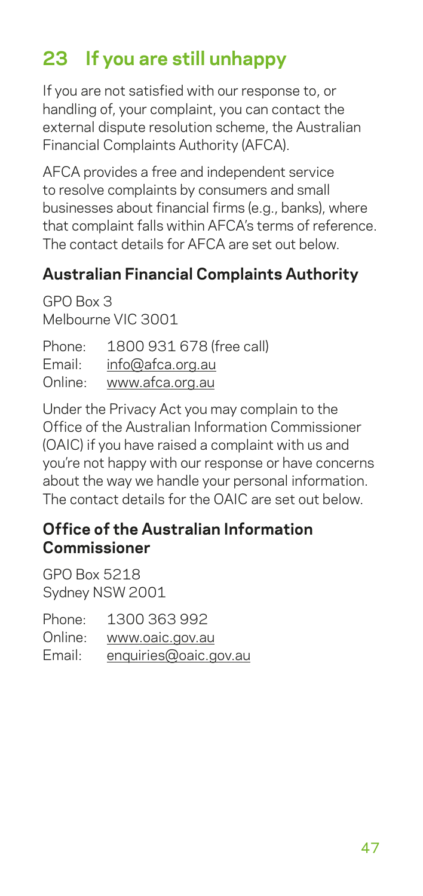# 23 If you are still unhappy

If you are not satisfied with our response to, or handling of, your complaint, you can contact the external dispute resolution scheme, the Australian Financial Complaints Authority (AFCA).

AFCA provides a free and independent service to resolve complaints by consumers and small businesses about financial firms (e.g., banks), where that complaint falls within AFCA's terms of reference. The contact details for AFCA are set out below.

## Australian Financial Complaints Authority

GPO Box 3
Melbourne VIC 3001

Phone: 1800 931 678 (free call)
Email: info@afca.org.au
Online: www.afca.org.au

Under the Privacy Act you may complain to the Office of the Australian Information Commissioner (OAIC) if you have raised a complaint with us and you're not happy with our response or have concerns about the way we handle your personal information. The contact details for the OAIC are set out below.

## Office of the Australian Information Commissioner

GPO Box 5218
Sydney NSW 2001

Phone: 1300 363 992
Online: www.oaic.gov.au
Email: enquiries@oaic.gov.au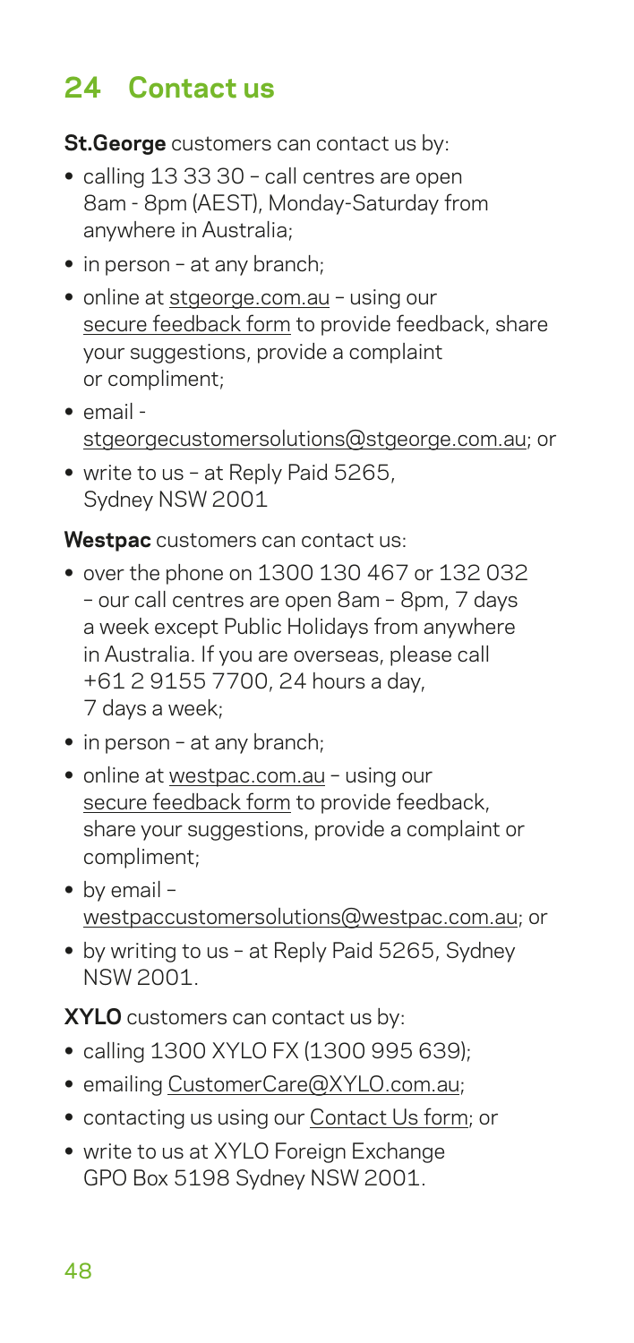## 24 Contact us

**St.George** customers can contact us by:

- calling 13 33 30 – call centres are open 8am - 8pm (AEST), Monday-Saturday from anywhere in Australia;
- in person – at any branch;
- online at stgeorge.com.au – using our secure feedback form to provide feedback, share your suggestions, provide a complaint or compliment;
- email - stgeorgecustomersolutions@stgeorge.com.au; or
- write to us – at Reply Paid 5265, Sydney NSW 2001

**Westpac** customers can contact us:

- over the phone on 1300 130 467 or 132 032 – our call centres are open 8am – 8pm, 7 days a week except Public Holidays from anywhere in Australia. If you are overseas, please call +61 2 9155 7700, 24 hours a day, 7 days a week;
- in person – at any branch;
- online at westpac.com.au – using our secure feedback form to provide feedback, share your suggestions, provide a complaint or compliment;
- by email – westpaccustomersolutions@westpac.com.au; or
- by writing to us – at Reply Paid 5265, Sydney NSW 2001.

**XYLO** customers can contact us by:

- calling 1300 XYLO FX (1300 995 639);
- emailing CustomerCare@XYLO.com.au;
- contacting us using our Contact Us form; or
- write to us at XYLO Foreign Exchange GPO Box 5198 Sydney NSW 2001.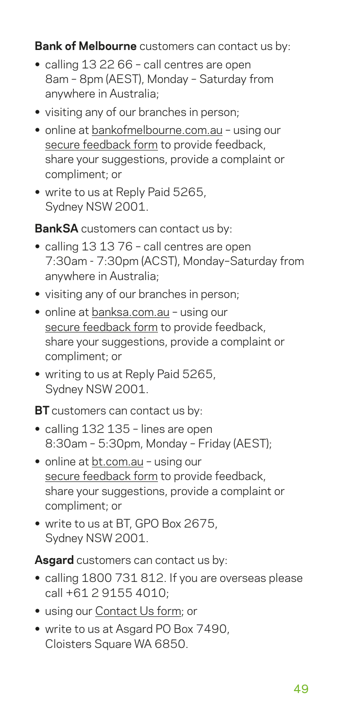**Bank of Melbourne** customers can contact us by:

- calling 13 22 66 – call centres are open 8am – 8pm (AEST), Monday – Saturday from anywhere in Australia;
- visiting any of our branches in person;
- online at bankofmelbourne.com.au – using our secure feedback form to provide feedback, share your suggestions, provide a complaint or compliment; or
- write to us at Reply Paid 5265, Sydney NSW 2001.

**BankSA** customers can contact us by:

- calling 13 13 76 – call centres are open 7:30am - 7:30pm (ACST), Monday–Saturday from anywhere in Australia;
- visiting any of our branches in person;
- online at banksa.com.au – using our secure feedback form to provide feedback, share your suggestions, provide a complaint or compliment; or
- writing to us at Reply Paid 5265, Sydney NSW 2001.

**BT** customers can contact us by:

- calling 132 135 – lines are open 8:30am – 5:30pm, Monday – Friday (AEST);
- online at bt.com.au – using our secure feedback form to provide feedback, share your suggestions, provide a complaint or compliment; or
- write to us at BT, GPO Box 2675, Sydney NSW 2001.

**Asgard** customers can contact us by:

- calling 1800 731 812. If you are overseas please call +61 2 9155 4010;
- using our Contact Us form; or
- write to us at Asgard PO Box 7490, Cloisters Square WA 6850.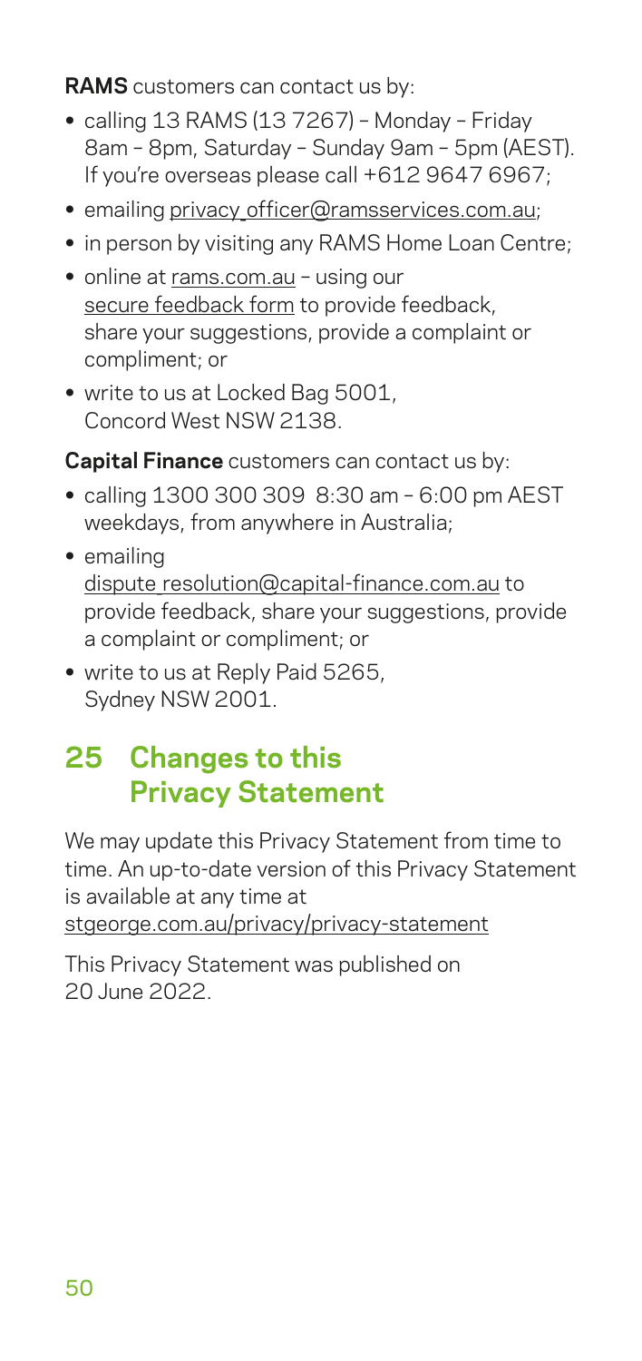**RAMS** customers can contact us by:

- calling 13 RAMS (13 7267) – Monday – Friday 8am – 8pm, Saturday – Sunday 9am – 5pm (AEST). If you're overseas please call +612 9647 6967;
- emailing privacy_officer@ramsservices.com.au;
- in person by visiting any RAMS Home Loan Centre;
- online at rams.com.au – using our secure feedback form to provide feedback, share your suggestions, provide a complaint or compliment; or
- write to us at Locked Bag 5001, Concord West NSW 2138.

**Capital Finance** customers can contact us by:

- calling 1300 300 309 8:30 am – 6:00 pm AEST weekdays, from anywhere in Australia;
- emailing dispute_resolution@capital-finance.com.au to provide feedback, share your suggestions, provide a complaint or compliment; or
- write to us at Reply Paid 5265, Sydney NSW 2001.

## 25 Changes to this Privacy Statement

We may update this Privacy Statement from time to time. An up-to-date version of this Privacy Statement is available at any time at stgeorge.com.au/privacy/privacy-statement

This Privacy Statement was published on 20 June 2022.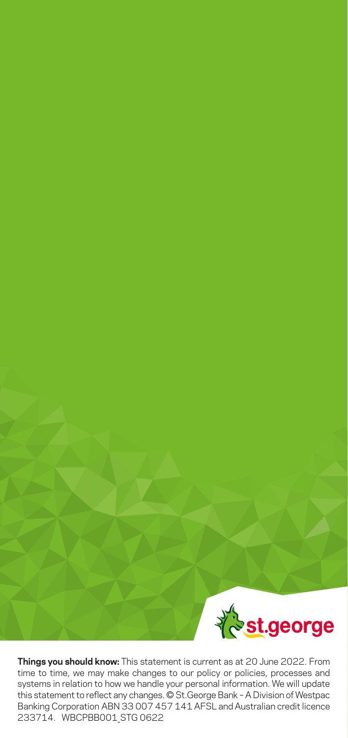st.george

**Things you should know:** This statement is current as at 20 June 2022. From time to time, we may make changes to our policy or policies, processes and systems in relation to how we handle your personal information. We will update this statement to reflect any changes. © St.George Bank – A Division of Westpac Banking Corporation ABN 33 007 457 141 AFSL and Australian credit licence 233714. WBCPBB001_STG 0622